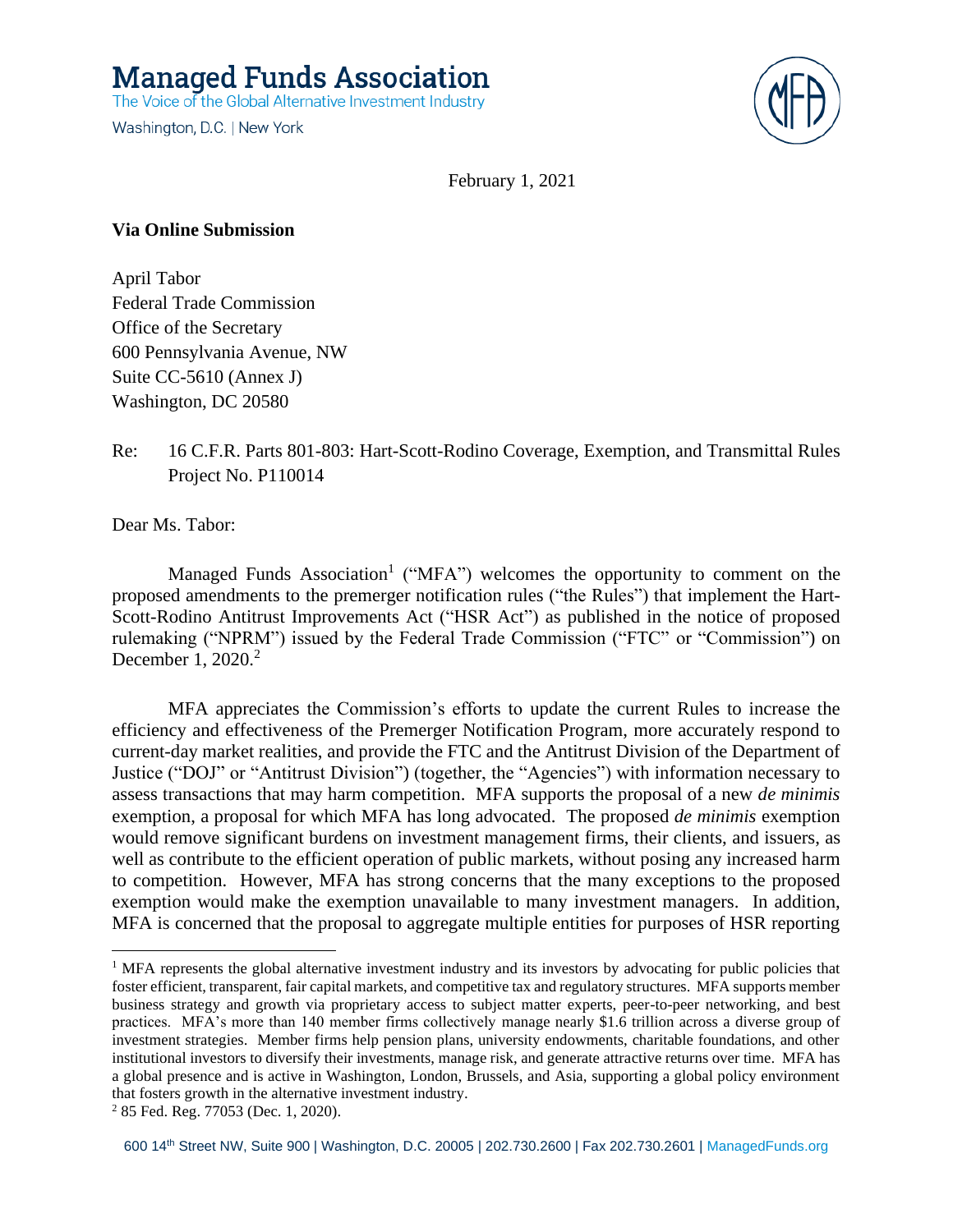# Managed Funds Association

The Voice of the Global Alternative Investment Industry

Washington, D.C. | New York

February 1, 2021

**Via Online Submission**

April Tabor
Federal Trade Commission
Office of the Secretary
600 Pennsylvania Avenue, NW
Suite CC-5610 (Annex J)
Washington, DC 20580

Re: 16 C.F.R. Parts 801-803: Hart-Scott-Rodino Coverage, Exemption, and Transmittal Rules Project No. P110014

Dear Ms. Tabor:

Managed Funds Association[1] ("MFA") welcomes the opportunity to comment on the proposed amendments to the premerger notification rules ("the Rules") that implement the Hart-Scott-Rodino Antitrust Improvements Act ("HSR Act") as published in the notice of proposed rulemaking ("NPRM") issued by the Federal Trade Commission ("FTC" or "Commission") on December 1, 2020.[2]

MFA appreciates the Commission's efforts to update the current Rules to increase the efficiency and effectiveness of the Premerger Notification Program, more accurately respond to current-day market realities, and provide the FTC and the Antitrust Division of the Department of Justice ("DOJ" or "Antitrust Division") (together, the "Agencies") with information necessary to assess transactions that may harm competition. MFA supports the proposal of a new *de minimis* exemption, a proposal for which MFA has long advocated. The proposed *de minimis* exemption would remove significant burdens on investment management firms, their clients, and issuers, as well as contribute to the efficient operation of public markets, without posing any increased harm to competition. However, MFA has strong concerns that the many exceptions to the proposed exemption would make the exemption unavailable to many investment managers. In addition, MFA is concerned that the proposal to aggregate multiple entities for purposes of HSR reporting

[1] MFA represents the global alternative investment industry and its investors by advocating for public policies that foster efficient, transparent, fair capital markets, and competitive tax and regulatory structures. MFA supports member business strategy and growth via proprietary access to subject matter experts, peer-to-peer networking, and best practices. MFA's more than 140 member firms collectively manage nearly $1.6 trillion across a diverse group of investment strategies. Member firms help pension plans, university endowments, charitable foundations, and other institutional investors to diversify their investments, manage risk, and generate attractive returns over time. MFA has a global presence and is active in Washington, London, Brussels, and Asia, supporting a global policy environment that fosters growth in the alternative investment industry.

[2] 85 Fed. Reg. 77053 (Dec. 1, 2020).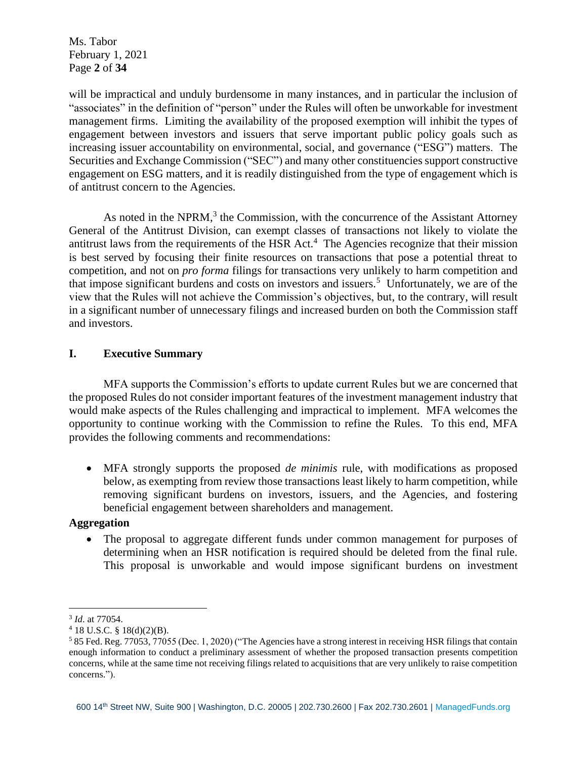will be impractical and unduly burdensome in many instances, and in particular the inclusion of "associates" in the definition of "person" under the Rules will often be unworkable for investment management firms. Limiting the availability of the proposed exemption will inhibit the types of engagement between investors and issuers that serve important public policy goals such as increasing issuer accountability on environmental, social, and governance ("ESG") matters. The Securities and Exchange Commission ("SEC") and many other constituencies support constructive engagement on ESG matters, and it is readily distinguished from the type of engagement which is of antitrust concern to the Agencies.

As noted in the NPRM,[3] the Commission, with the concurrence of the Assistant Attorney General of the Antitrust Division, can exempt classes of transactions not likely to violate the antitrust laws from the requirements of the HSR Act.[4] The Agencies recognize that their mission is best served by focusing their finite resources on transactions that pose a potential threat to competition, and not on *pro forma* filings for transactions very unlikely to harm competition and that impose significant burdens and costs on investors and issuers.[5] Unfortunately, we are of the view that the Rules will not achieve the Commission's objectives, but, to the contrary, will result in a significant number of unnecessary filings and increased burden on both the Commission staff and investors.

## I. Executive Summary

MFA supports the Commission's efforts to update current Rules but we are concerned that the proposed Rules do not consider important features of the investment management industry that would make aspects of the Rules challenging and impractical to implement. MFA welcomes the opportunity to continue working with the Commission to refine the Rules. To this end, MFA provides the following comments and recommendations:

- MFA strongly supports the proposed *de minimis* rule, with modifications as proposed below, as exempting from review those transactions least likely to harm competition, while removing significant burdens on investors, issuers, and the Agencies, and fostering beneficial engagement between shareholders and management.

**Aggregation**

- The proposal to aggregate different funds under common management for purposes of determining when an HSR notification is required should be deleted from the final rule. This proposal is unworkable and would impose significant burdens on investment

---

[3] *Id*. at 77054.

[4] 18 U.S.C. § 18(d)(2)(B).

[5] 85 Fed. Reg. 77053, 77055 (Dec. 1, 2020) ("The Agencies have a strong interest in receiving HSR filings that contain enough information to conduct a preliminary assessment of whether the proposed transaction presents competition concerns, while at the same time not receiving filings related to acquisitions that are very unlikely to raise competition concerns.").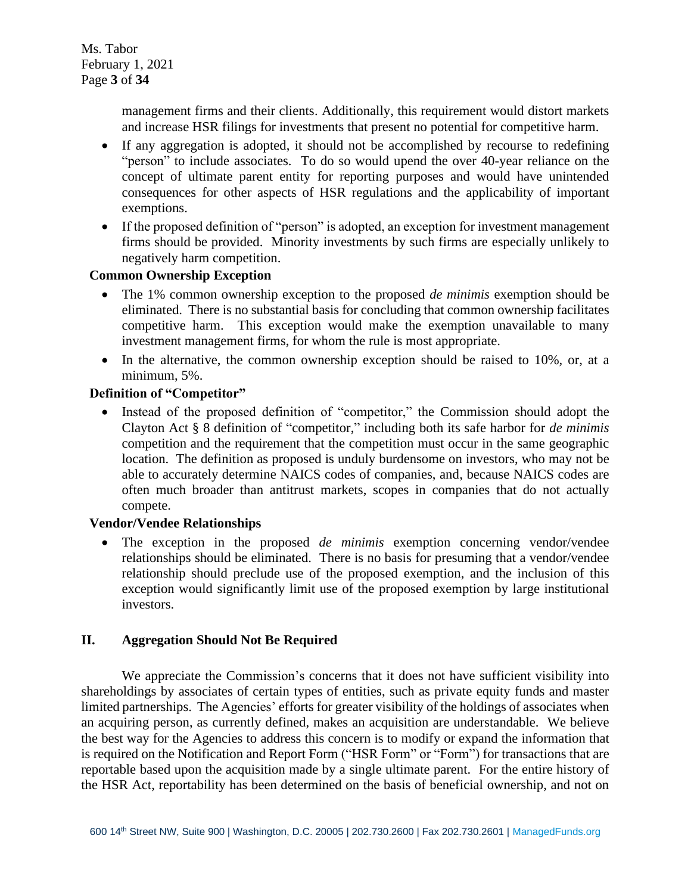management firms and their clients. Additionally, this requirement would distort markets and increase HSR filings for investments that present no potential for competitive harm.

- If any aggregation is adopted, it should not be accomplished by recourse to redefining "person" to include associates. To do so would upend the over 40-year reliance on the concept of ultimate parent entity for reporting purposes and would have unintended consequences for other aspects of HSR regulations and the applicability of important exemptions.
- If the proposed definition of "person" is adopted, an exception for investment management firms should be provided. Minority investments by such firms are especially unlikely to negatively harm competition.

**Common Ownership Exception**

- The 1% common ownership exception to the proposed *de minimis* exemption should be eliminated. There is no substantial basis for concluding that common ownership facilitates competitive harm. This exception would make the exemption unavailable to many investment management firms, for whom the rule is most appropriate.
- In the alternative, the common ownership exception should be raised to 10%, or, at a minimum, 5%.

**Definition of "Competitor"**

- Instead of the proposed definition of "competitor," the Commission should adopt the Clayton Act § 8 definition of "competitor," including both its safe harbor for *de minimis* competition and the requirement that the competition must occur in the same geographic location. The definition as proposed is unduly burdensome on investors, who may not be able to accurately determine NAICS codes of companies, and, because NAICS codes are often much broader than antitrust markets, scopes in companies that do not actually compete.

**Vendor/Vendee Relationships**

- The exception in the proposed *de minimis* exemption concerning vendor/vendee relationships should be eliminated. There is no basis for presuming that a vendor/vendee relationship should preclude use of the proposed exemption, and the inclusion of this exception would significantly limit use of the proposed exemption by large institutional investors.

## II. Aggregation Should Not Be Required

We appreciate the Commission's concerns that it does not have sufficient visibility into shareholdings by associates of certain types of entities, such as private equity funds and master limited partnerships. The Agencies' efforts for greater visibility of the holdings of associates when an acquiring person, as currently defined, makes an acquisition are understandable. We believe the best way for the Agencies to address this concern is to modify or expand the information that is required on the Notification and Report Form ("HSR Form" or "Form") for transactions that are reportable based upon the acquisition made by a single ultimate parent. For the entire history of the HSR Act, reportability has been determined on the basis of beneficial ownership, and not on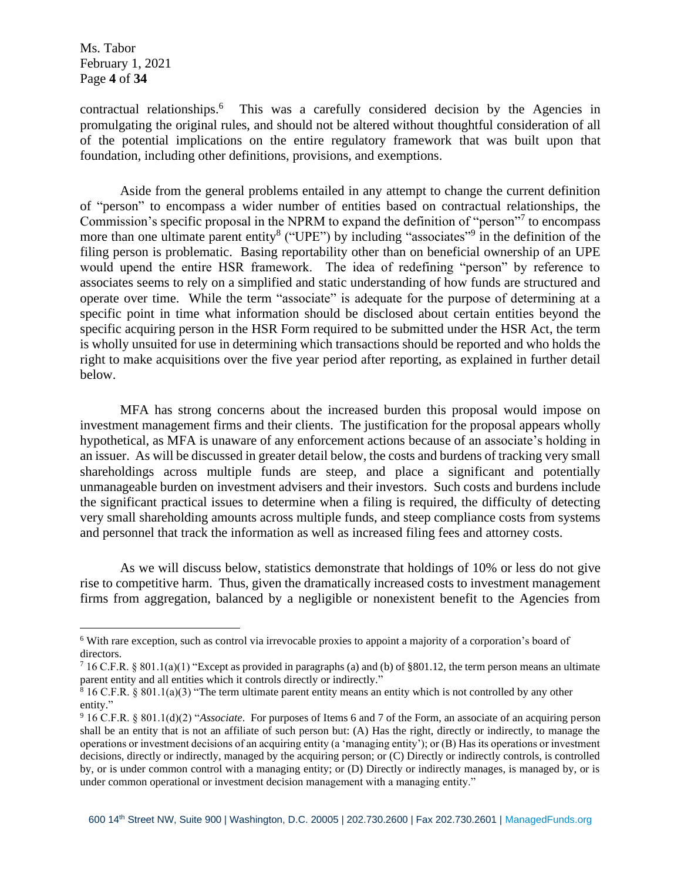contractual relationships.[6] This was a carefully considered decision by the Agencies in promulgating the original rules, and should not be altered without thoughtful consideration of all of the potential implications on the entire regulatory framework that was built upon that foundation, including other definitions, provisions, and exemptions.

Aside from the general problems entailed in any attempt to change the current definition of "person" to encompass a wider number of entities based on contractual relationships, the Commission's specific proposal in the NPRM to expand the definition of "person"[7] to encompass more than one ultimate parent entity[8] ("UPE") by including "associates"[9] in the definition of the filing person is problematic. Basing reportability other than on beneficial ownership of an UPE would upend the entire HSR framework. The idea of redefining "person" by reference to associates seems to rely on a simplified and static understanding of how funds are structured and operate over time. While the term "associate" is adequate for the purpose of determining at a specific point in time what information should be disclosed about certain entities beyond the specific acquiring person in the HSR Form required to be submitted under the HSR Act, the term is wholly unsuited for use in determining which transactions should be reported and who holds the right to make acquisitions over the five year period after reporting, as explained in further detail below.

MFA has strong concerns about the increased burden this proposal would impose on investment management firms and their clients. The justification for the proposal appears wholly hypothetical, as MFA is unaware of any enforcement actions because of an associate's holding in an issuer. As will be discussed in greater detail below, the costs and burdens of tracking very small shareholdings across multiple funds are steep, and place a significant and potentially unmanageable burden on investment advisers and their investors. Such costs and burdens include the significant practical issues to determine when a filing is required, the difficulty of detecting very small shareholding amounts across multiple funds, and steep compliance costs from systems and personnel that track the information as well as increased filing fees and attorney costs.

As we will discuss below, statistics demonstrate that holdings of 10% or less do not give rise to competitive harm. Thus, given the dramatically increased costs to investment management firms from aggregation, balanced by a negligible or nonexistent benefit to the Agencies from

---

[6] With rare exception, such as control via irrevocable proxies to appoint a majority of a corporation's board of directors.

[7] 16 C.F.R. § 801.1(a)(1) "Except as provided in paragraphs (a) and (b) of §801.12, the term person means an ultimate parent entity and all entities which it controls directly or indirectly."

[8] 16 C.F.R. § 801.1(a)(3) "The term ultimate parent entity means an entity which is not controlled by any other entity."

[9] 16 C.F.R. § 801.1(d)(2) "*Associate*. For purposes of Items 6 and 7 of the Form, an associate of an acquiring person shall be an entity that is not an affiliate of such person but: (A) Has the right, directly or indirectly, to manage the operations or investment decisions of an acquiring entity (a 'managing entity'); or (B) Has its operations or investment decisions, directly or indirectly, managed by the acquiring person; or (C) Directly or indirectly controls, is controlled by, or is under common control with a managing entity; or (D) Directly or indirectly manages, is managed by, or is under common operational or investment decision management with a managing entity."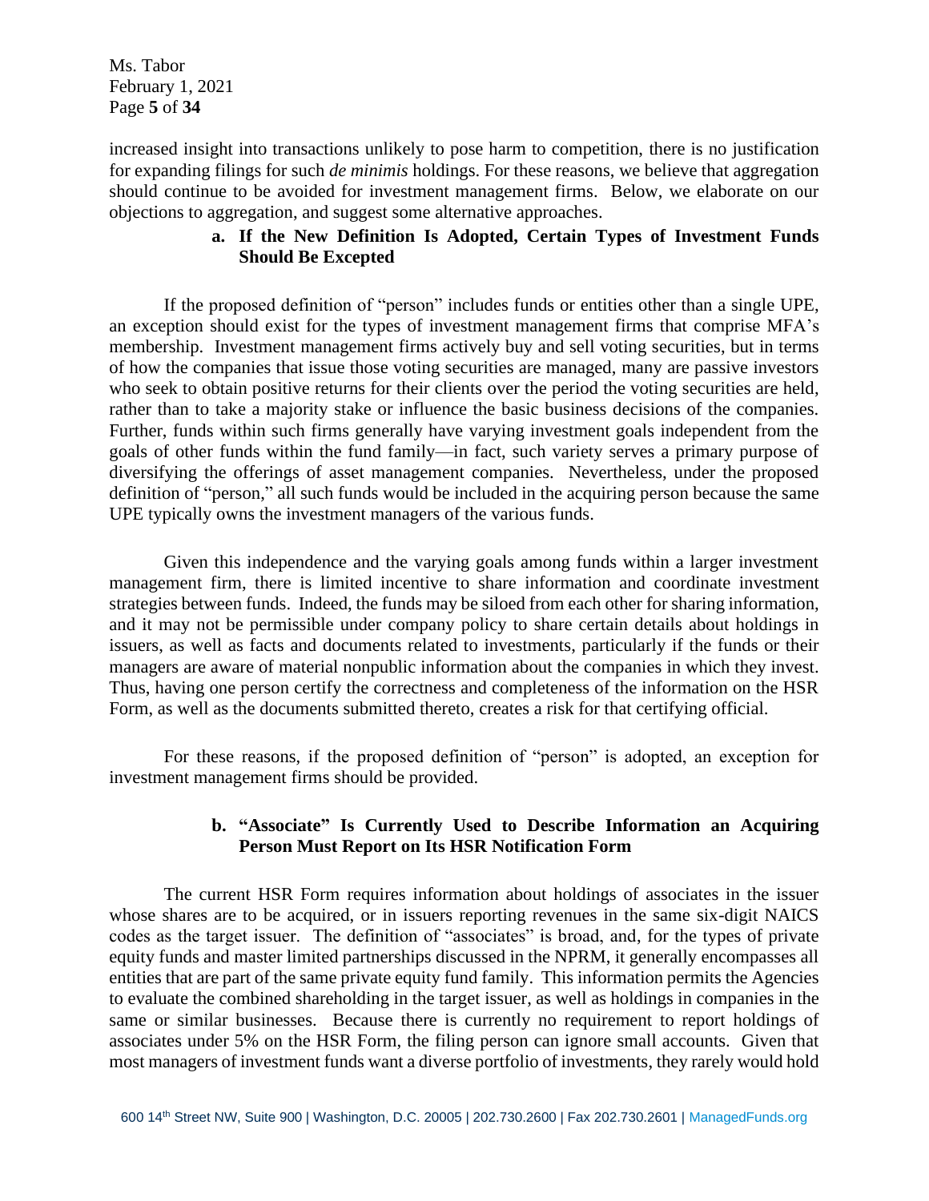increased insight into transactions unlikely to pose harm to competition, there is no justification for expanding filings for such *de minimis* holdings. For these reasons, we believe that aggregation should continue to be avoided for investment management firms. Below, we elaborate on our objections to aggregation, and suggest some alternative approaches.

### a. If the New Definition Is Adopted, Certain Types of Investment Funds Should Be Excepted

If the proposed definition of "person" includes funds or entities other than a single UPE, an exception should exist for the types of investment management firms that comprise MFA's membership. Investment management firms actively buy and sell voting securities, but in terms of how the companies that issue those voting securities are managed, many are passive investors who seek to obtain positive returns for their clients over the period the voting securities are held, rather than to take a majority stake or influence the basic business decisions of the companies. Further, funds within such firms generally have varying investment goals independent from the goals of other funds within the fund family—in fact, such variety serves a primary purpose of diversifying the offerings of asset management companies. Nevertheless, under the proposed definition of "person," all such funds would be included in the acquiring person because the same UPE typically owns the investment managers of the various funds.

Given this independence and the varying goals among funds within a larger investment management firm, there is limited incentive to share information and coordinate investment strategies between funds. Indeed, the funds may be siloed from each other for sharing information, and it may not be permissible under company policy to share certain details about holdings in issuers, as well as facts and documents related to investments, particularly if the funds or their managers are aware of material nonpublic information about the companies in which they invest. Thus, having one person certify the correctness and completeness of the information on the HSR Form, as well as the documents submitted thereto, creates a risk for that certifying official.

For these reasons, if the proposed definition of "person" is adopted, an exception for investment management firms should be provided.

### b. "Associate" Is Currently Used to Describe Information an Acquiring Person Must Report on Its HSR Notification Form

The current HSR Form requires information about holdings of associates in the issuer whose shares are to be acquired, or in issuers reporting revenues in the same six-digit NAICS codes as the target issuer. The definition of "associates" is broad, and, for the types of private equity funds and master limited partnerships discussed in the NPRM, it generally encompasses all entities that are part of the same private equity fund family. This information permits the Agencies to evaluate the combined shareholding in the target issuer, as well as holdings in companies in the same or similar businesses. Because there is currently no requirement to report holdings of associates under 5% on the HSR Form, the filing person can ignore small accounts. Given that most managers of investment funds want a diverse portfolio of investments, they rarely would hold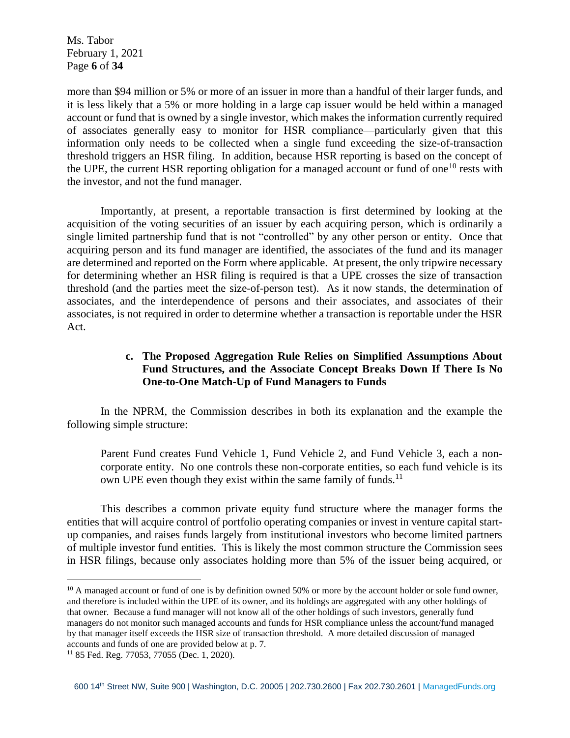more than $94 million or 5% or more of an issuer in more than a handful of their larger funds, and it is less likely that a 5% or more holding in a large cap issuer would be held within a managed account or fund that is owned by a single investor, which makes the information currently required of associates generally easy to monitor for HSR compliance—particularly given that this information only needs to be collected when a single fund exceeding the size-of-transaction threshold triggers an HSR filing. In addition, because HSR reporting is based on the concept of the UPE, the current HSR reporting obligation for a managed account or fund of one[10] rests with the investor, and not the fund manager.

Importantly, at present, a reportable transaction is first determined by looking at the acquisition of the voting securities of an issuer by each acquiring person, which is ordinarily a single limited partnership fund that is not "controlled" by any other person or entity. Once that acquiring person and its fund manager are identified, the associates of the fund and its manager are determined and reported on the Form where applicable. At present, the only tripwire necessary for determining whether an HSR filing is required is that a UPE crosses the size of transaction threshold (and the parties meet the size-of-person test). As it now stands, the determination of associates, and the interdependence of persons and their associates, and associates of their associates, is not required in order to determine whether a transaction is reportable under the HSR Act.

### c. The Proposed Aggregation Rule Relies on Simplified Assumptions About Fund Structures, and the Associate Concept Breaks Down If There Is No One-to-One Match-Up of Fund Managers to Funds

In the NPRM, the Commission describes in both its explanation and the example the following simple structure:

> Parent Fund creates Fund Vehicle 1, Fund Vehicle 2, and Fund Vehicle 3, each a non-corporate entity. No one controls these non-corporate entities, so each fund vehicle is its own UPE even though they exist within the same family of funds.[11]

This describes a common private equity fund structure where the manager forms the entities that will acquire control of portfolio operating companies or invest in venture capital start-up companies, and raises funds largely from institutional investors who become limited partners of multiple investor fund entities. This is likely the most common structure the Commission sees in HSR filings, because only associates holding more than 5% of the issuer being acquired, or

---

[10] A managed account or fund of one is by definition owned 50% or more by the account holder or sole fund owner, and therefore is included within the UPE of its owner, and its holdings are aggregated with any other holdings of that owner. Because a fund manager will not know all of the other holdings of such investors, generally fund managers do not monitor such managed accounts and funds for HSR compliance unless the account/fund managed by that manager itself exceeds the HSR size of transaction threshold. A more detailed discussion of managed accounts and funds of one are provided below at p. 7.

[11] 85 Fed. Reg. 77053, 77055 (Dec. 1, 2020).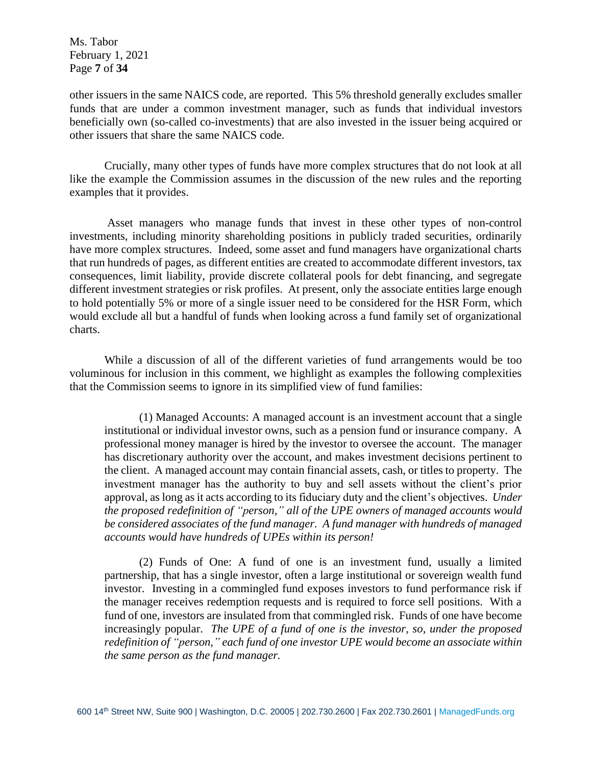other issuers in the same NAICS code, are reported. This 5% threshold generally excludes smaller funds that are under a common investment manager, such as funds that individual investors beneficially own (so-called co-investments) that are also invested in the issuer being acquired or other issuers that share the same NAICS code.

Crucially, many other types of funds have more complex structures that do not look at all like the example the Commission assumes in the discussion of the new rules and the reporting examples that it provides.

Asset managers who manage funds that invest in these other types of non-control investments, including minority shareholding positions in publicly traded securities, ordinarily have more complex structures. Indeed, some asset and fund managers have organizational charts that run hundreds of pages, as different entities are created to accommodate different investors, tax consequences, limit liability, provide discrete collateral pools for debt financing, and segregate different investment strategies or risk profiles. At present, only the associate entities large enough to hold potentially 5% or more of a single issuer need to be considered for the HSR Form, which would exclude all but a handful of funds when looking across a fund family set of organizational charts.

While a discussion of all of the different varieties of fund arrangements would be too voluminous for inclusion in this comment, we highlight as examples the following complexities that the Commission seems to ignore in its simplified view of fund families:

> (1) Managed Accounts: A managed account is an investment account that a single institutional or individual investor owns, such as a pension fund or insurance company. A professional money manager is hired by the investor to oversee the account. The manager has discretionary authority over the account, and makes investment decisions pertinent to the client. A managed account may contain financial assets, cash, or titles to property. The investment manager has the authority to buy and sell assets without the client's prior approval, as long as it acts according to its fiduciary duty and the client's objectives. *Under the proposed redefinition of "person," all of the UPE owners of managed accounts would be considered associates of the fund manager. A fund manager with hundreds of managed accounts would have hundreds of UPEs within its person!*
>
> (2) Funds of One: A fund of one is an investment fund, usually a limited partnership, that has a single investor, often a large institutional or sovereign wealth fund investor. Investing in a commingled fund exposes investors to fund performance risk if the manager receives redemption requests and is required to force sell positions. With a fund of one, investors are insulated from that commingled risk. Funds of one have become increasingly popular. *The UPE of a fund of one is the investor, so, under the proposed redefinition of "person," each fund of one investor UPE would become an associate within the same person as the fund manager.*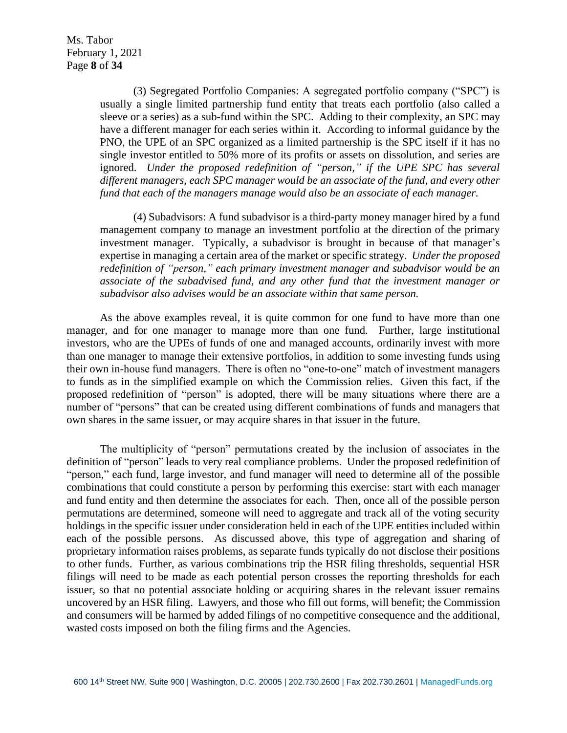(3) Segregated Portfolio Companies: A segregated portfolio company ("SPC") is usually a single limited partnership fund entity that treats each portfolio (also called a sleeve or a series) as a sub-fund within the SPC. Adding to their complexity, an SPC may have a different manager for each series within it. According to informal guidance by the PNO, the UPE of an SPC organized as a limited partnership is the SPC itself if it has no single investor entitled to 50% more of its profits or assets on dissolution, and series are ignored. *Under the proposed redefinition of "person," if the UPE SPC has several different managers, each SPC manager would be an associate of the fund, and every other fund that each of the managers manage would also be an associate of each manager.*

(4) Subadvisors: A fund subadvisor is a third-party money manager hired by a fund management company to manage an investment portfolio at the direction of the primary investment manager. Typically, a subadvisor is brought in because of that manager's expertise in managing a certain area of the market or specific strategy. *Under the proposed redefinition of "person," each primary investment manager and subadvisor would be an associate of the subadvised fund, and any other fund that the investment manager or subadvisor also advises would be an associate within that same person.*

As the above examples reveal, it is quite common for one fund to have more than one manager, and for one manager to manage more than one fund. Further, large institutional investors, who are the UPEs of funds of one and managed accounts, ordinarily invest with more than one manager to manage their extensive portfolios, in addition to some investing funds using their own in-house fund managers. There is often no "one-to-one" match of investment managers to funds as in the simplified example on which the Commission relies. Given this fact, if the proposed redefinition of "person" is adopted, there will be many situations where there are a number of "persons" that can be created using different combinations of funds and managers that own shares in the same issuer, or may acquire shares in that issuer in the future.

The multiplicity of "person" permutations created by the inclusion of associates in the definition of "person" leads to very real compliance problems. Under the proposed redefinition of "person," each fund, large investor, and fund manager will need to determine all of the possible combinations that could constitute a person by performing this exercise: start with each manager and fund entity and then determine the associates for each. Then, once all of the possible person permutations are determined, someone will need to aggregate and track all of the voting security holdings in the specific issuer under consideration held in each of the UPE entities included within each of the possible persons. As discussed above, this type of aggregation and sharing of proprietary information raises problems, as separate funds typically do not disclose their positions to other funds. Further, as various combinations trip the HSR filing thresholds, sequential HSR filings will need to be made as each potential person crosses the reporting thresholds for each issuer, so that no potential associate holding or acquiring shares in the relevant issuer remains uncovered by an HSR filing. Lawyers, and those who fill out forms, will benefit; the Commission and consumers will be harmed by added filings of no competitive consequence and the additional, wasted costs imposed on both the filing firms and the Agencies.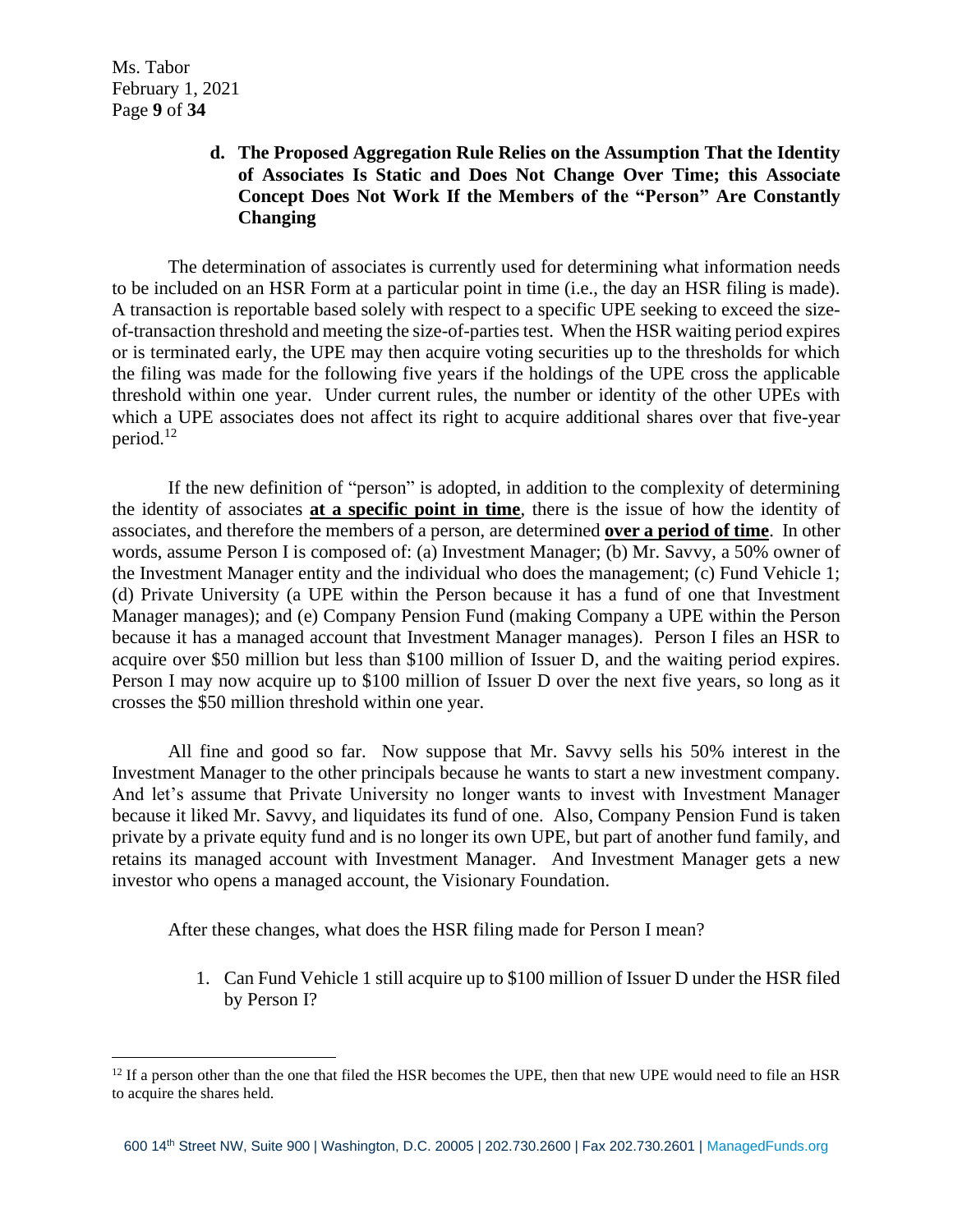### d. The Proposed Aggregation Rule Relies on the Assumption That the Identity of Associates Is Static and Does Not Change Over Time; this Associate Concept Does Not Work If the Members of the "Person" Are Constantly Changing

The determination of associates is currently used for determining what information needs to be included on an HSR Form at a particular point in time (i.e., the day an HSR filing is made). A transaction is reportable based solely with respect to a specific UPE seeking to exceed the size-of-transaction threshold and meeting the size-of-parties test. When the HSR waiting period expires or is terminated early, the UPE may then acquire voting securities up to the thresholds for which the filing was made for the following five years if the holdings of the UPE cross the applicable threshold within one year. Under current rules, the number or identity of the other UPEs with which a UPE associates does not affect its right to acquire additional shares over that five-year period.[12]

If the new definition of "person" is adopted, in addition to the complexity of determining the identity of associates **at a specific point in time**, there is the issue of how the identity of associates, and therefore the members of a person, are determined **over a period of time**. In other words, assume Person I is composed of: (a) Investment Manager; (b) Mr. Savvy, a 50% owner of the Investment Manager entity and the individual who does the management; (c) Fund Vehicle 1; (d) Private University (a UPE within the Person because it has a fund of one that Investment Manager manages); and (e) Company Pension Fund (making Company a UPE within the Person because it has a managed account that Investment Manager manages). Person I files an HSR to acquire over $50 million but less than $100 million of Issuer D, and the waiting period expires. Person I may now acquire up to $100 million of Issuer D over the next five years, so long as it crosses the $50 million threshold within one year.

All fine and good so far. Now suppose that Mr. Savvy sells his 50% interest in the Investment Manager to the other principals because he wants to start a new investment company. And let's assume that Private University no longer wants to invest with Investment Manager because it liked Mr. Savvy, and liquidates its fund of one. Also, Company Pension Fund is taken private by a private equity fund and is no longer its own UPE, but part of another fund family, and retains its managed account with Investment Manager. And Investment Manager gets a new investor who opens a managed account, the Visionary Foundation.

After these changes, what does the HSR filing made for Person I mean?

1. Can Fund Vehicle 1 still acquire up to $100 million of Issuer D under the HSR filed by Person I?

---

[12] If a person other than the one that filed the HSR becomes the UPE, then that new UPE would need to file an HSR to acquire the shares held.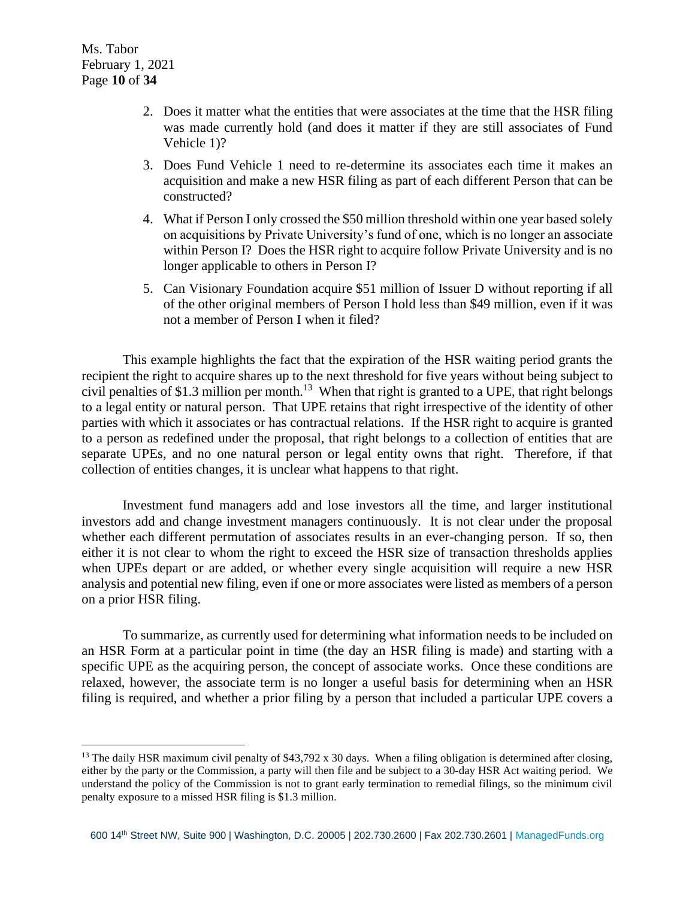2. Does it matter what the entities that were associates at the time that the HSR filing was made currently hold (and does it matter if they are still associates of Fund Vehicle 1)?
3. Does Fund Vehicle 1 need to re-determine its associates each time it makes an acquisition and make a new HSR filing as part of each different Person that can be constructed?
4. What if Person I only crossed the $50 million threshold within one year based solely on acquisitions by Private University's fund of one, which is no longer an associate within Person I? Does the HSR right to acquire follow Private University and is no longer applicable to others in Person I?
5. Can Visionary Foundation acquire $51 million of Issuer D without reporting if all of the other original members of Person I hold less than $49 million, even if it was not a member of Person I when it filed?

This example highlights the fact that the expiration of the HSR waiting period grants the recipient the right to acquire shares up to the next threshold for five years without being subject to civil penalties of $1.3 million per month.[13] When that right is granted to a UPE, that right belongs to a legal entity or natural person. That UPE retains that right irrespective of the identity of other parties with which it associates or has contractual relations. If the HSR right to acquire is granted to a person as redefined under the proposal, that right belongs to a collection of entities that are separate UPEs, and no one natural person or legal entity owns that right. Therefore, if that collection of entities changes, it is unclear what happens to that right.

Investment fund managers add and lose investors all the time, and larger institutional investors add and change investment managers continuously. It is not clear under the proposal whether each different permutation of associates results in an ever-changing person. If so, then either it is not clear to whom the right to exceed the HSR size of transaction thresholds applies when UPEs depart or are added, or whether every single acquisition will require a new HSR analysis and potential new filing, even if one or more associates were listed as members of a person on a prior HSR filing.

To summarize, as currently used for determining what information needs to be included on an HSR Form at a particular point in time (the day an HSR filing is made) and starting with a specific UPE as the acquiring person, the concept of associate works. Once these conditions are relaxed, however, the associate term is no longer a useful basis for determining when an HSR filing is required, and whether a prior filing by a person that included a particular UPE covers a

[13] The daily HSR maximum civil penalty of $43,792 x 30 days. When a filing obligation is determined after closing, either by the party or the Commission, a party will then file and be subject to a 30-day HSR Act waiting period. We understand the policy of the Commission is not to grant early termination to remedial filings, so the minimum civil penalty exposure to a missed HSR filing is $1.3 million.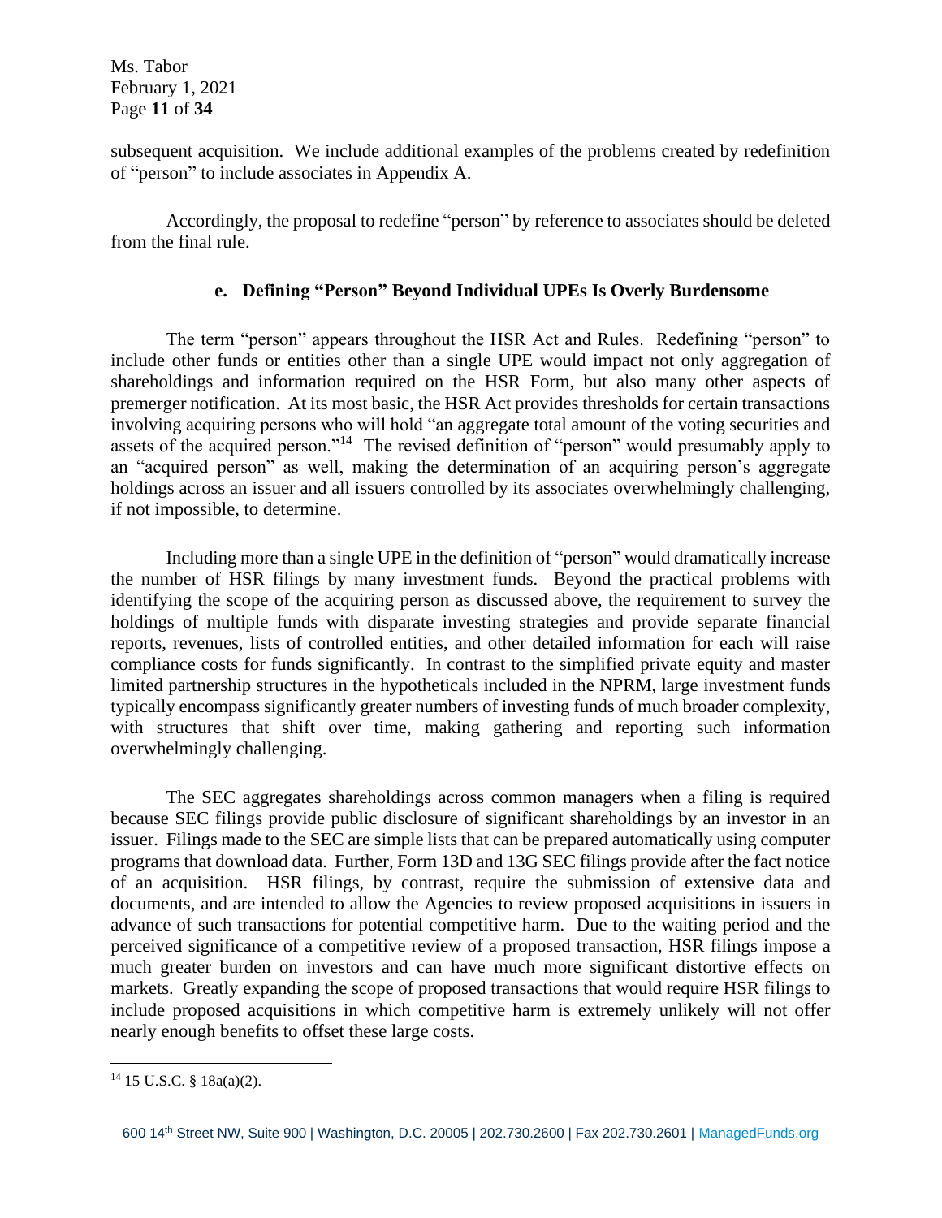subsequent acquisition. We include additional examples of the problems created by redefinition of "person" to include associates in Appendix A.

Accordingly, the proposal to redefine "person" by reference to associates should be deleted from the final rule.

### e. Defining "Person" Beyond Individual UPEs Is Overly Burdensome

The term "person" appears throughout the HSR Act and Rules. Redefining "person" to include other funds or entities other than a single UPE would impact not only aggregation of shareholdings and information required on the HSR Form, but also many other aspects of premerger notification. At its most basic, the HSR Act provides thresholds for certain transactions involving acquiring persons who will hold "an aggregate total amount of the voting securities and assets of the acquired person."[14] The revised definition of "person" would presumably apply to an "acquired person" as well, making the determination of an acquiring person's aggregate holdings across an issuer and all issuers controlled by its associates overwhelmingly challenging, if not impossible, to determine.

Including more than a single UPE in the definition of "person" would dramatically increase the number of HSR filings by many investment funds. Beyond the practical problems with identifying the scope of the acquiring person as discussed above, the requirement to survey the holdings of multiple funds with disparate investing strategies and provide separate financial reports, revenues, lists of controlled entities, and other detailed information for each will raise compliance costs for funds significantly. In contrast to the simplified private equity and master limited partnership structures in the hypotheticals included in the NPRM, large investment funds typically encompass significantly greater numbers of investing funds of much broader complexity, with structures that shift over time, making gathering and reporting such information overwhelmingly challenging.

The SEC aggregates shareholdings across common managers when a filing is required because SEC filings provide public disclosure of significant shareholdings by an investor in an issuer. Filings made to the SEC are simple lists that can be prepared automatically using computer programs that download data. Further, Form 13D and 13G SEC filings provide after the fact notice of an acquisition. HSR filings, by contrast, require the submission of extensive data and documents, and are intended to allow the Agencies to review proposed acquisitions in issuers in advance of such transactions for potential competitive harm. Due to the waiting period and the perceived significance of a competitive review of a proposed transaction, HSR filings impose a much greater burden on investors and can have much more significant distortive effects on markets. Greatly expanding the scope of proposed transactions that would require HSR filings to include proposed acquisitions in which competitive harm is extremely unlikely will not offer nearly enough benefits to offset these large costs.

---

[14] 15 U.S.C. § 18a(a)(2).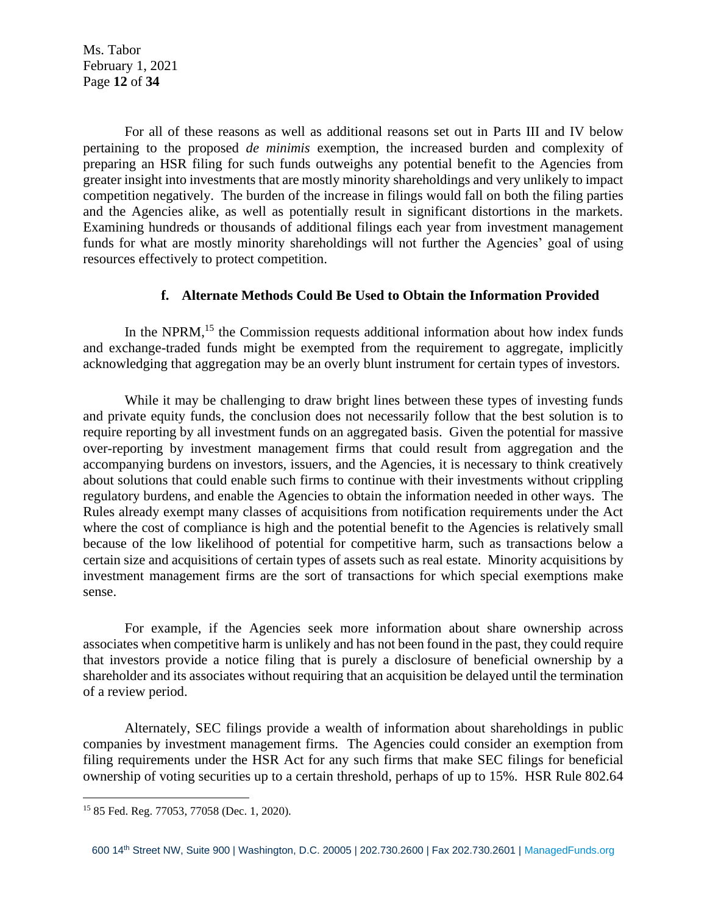For all of these reasons as well as additional reasons set out in Parts III and IV below pertaining to the proposed *de minimis* exemption, the increased burden and complexity of preparing an HSR filing for such funds outweighs any potential benefit to the Agencies from greater insight into investments that are mostly minority shareholdings and very unlikely to impact competition negatively. The burden of the increase in filings would fall on both the filing parties and the Agencies alike, as well as potentially result in significant distortions in the markets. Examining hundreds or thousands of additional filings each year from investment management funds for what are mostly minority shareholdings will not further the Agencies' goal of using resources effectively to protect competition.

### f. Alternate Methods Could Be Used to Obtain the Information Provided

In the NPRM,[15] the Commission requests additional information about how index funds and exchange-traded funds might be exempted from the requirement to aggregate, implicitly acknowledging that aggregation may be an overly blunt instrument for certain types of investors.

While it may be challenging to draw bright lines between these types of investing funds and private equity funds, the conclusion does not necessarily follow that the best solution is to require reporting by all investment funds on an aggregated basis. Given the potential for massive over-reporting by investment management firms that could result from aggregation and the accompanying burdens on investors, issuers, and the Agencies, it is necessary to think creatively about solutions that could enable such firms to continue with their investments without crippling regulatory burdens, and enable the Agencies to obtain the information needed in other ways. The Rules already exempt many classes of acquisitions from notification requirements under the Act where the cost of compliance is high and the potential benefit to the Agencies is relatively small because of the low likelihood of potential for competitive harm, such as transactions below a certain size and acquisitions of certain types of assets such as real estate. Minority acquisitions by investment management firms are the sort of transactions for which special exemptions make sense.

For example, if the Agencies seek more information about share ownership across associates when competitive harm is unlikely and has not been found in the past, they could require that investors provide a notice filing that is purely a disclosure of beneficial ownership by a shareholder and its associates without requiring that an acquisition be delayed until the termination of a review period.

Alternately, SEC filings provide a wealth of information about shareholdings in public companies by investment management firms. The Agencies could consider an exemption from filing requirements under the HSR Act for any such firms that make SEC filings for beneficial ownership of voting securities up to a certain threshold, perhaps of up to 15%. HSR Rule 802.64

[15] 85 Fed. Reg. 77053, 77058 (Dec. 1, 2020).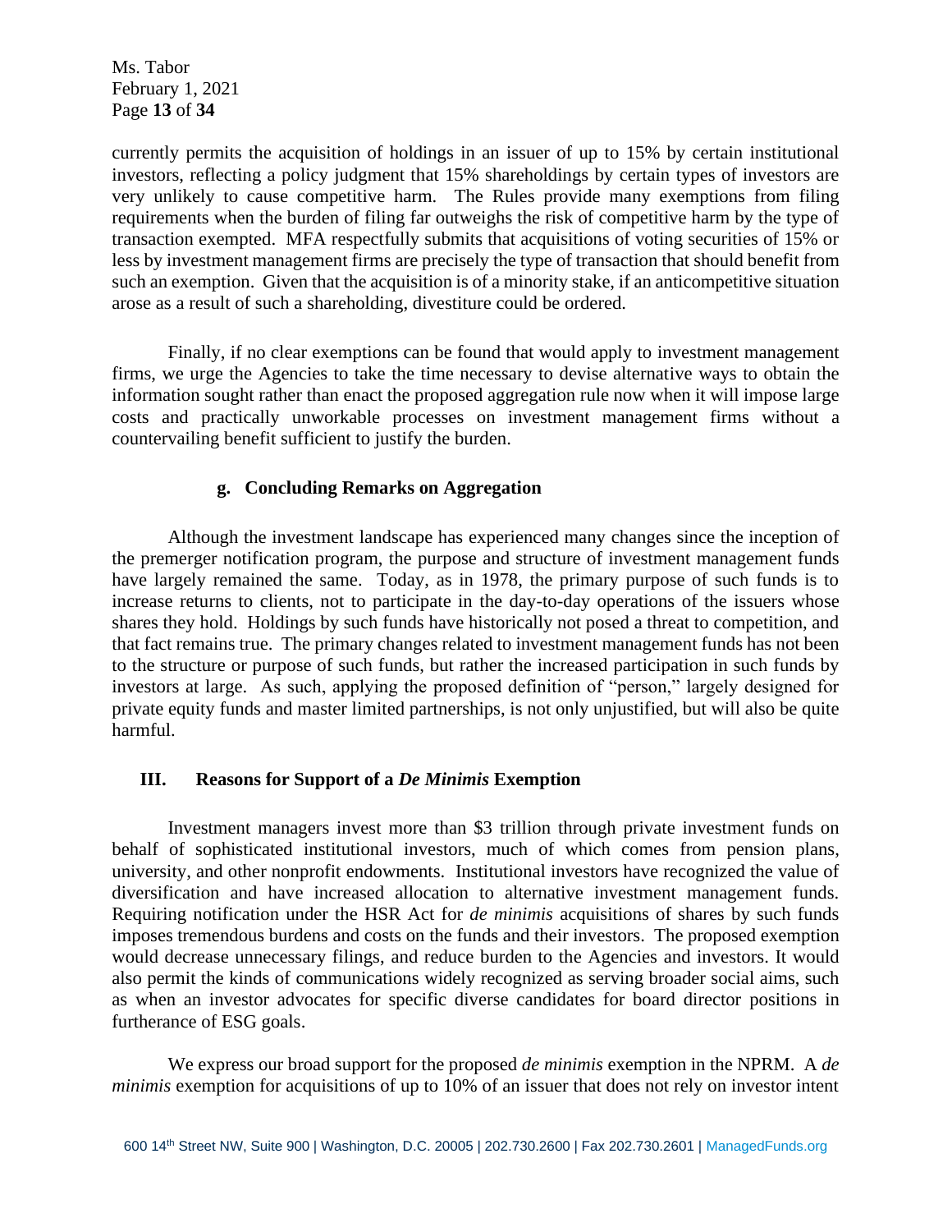currently permits the acquisition of holdings in an issuer of up to 15% by certain institutional investors, reflecting a policy judgment that 15% shareholdings by certain types of investors are very unlikely to cause competitive harm. The Rules provide many exemptions from filing requirements when the burden of filing far outweighs the risk of competitive harm by the type of transaction exempted. MFA respectfully submits that acquisitions of voting securities of 15% or less by investment management firms are precisely the type of transaction that should benefit from such an exemption. Given that the acquisition is of a minority stake, if an anticompetitive situation arose as a result of such a shareholding, divestiture could be ordered.

Finally, if no clear exemptions can be found that would apply to investment management firms, we urge the Agencies to take the time necessary to devise alternative ways to obtain the information sought rather than enact the proposed aggregation rule now when it will impose large costs and practically unworkable processes on investment management firms without a countervailing benefit sufficient to justify the burden.

#### g. Concluding Remarks on Aggregation

Although the investment landscape has experienced many changes since the inception of the premerger notification program, the purpose and structure of investment management funds have largely remained the same. Today, as in 1978, the primary purpose of such funds is to increase returns to clients, not to participate in the day-to-day operations of the issuers whose shares they hold. Holdings by such funds have historically not posed a threat to competition, and that fact remains true. The primary changes related to investment management funds has not been to the structure or purpose of such funds, but rather the increased participation in such funds by investors at large. As such, applying the proposed definition of "person," largely designed for private equity funds and master limited partnerships, is not only unjustified, but will also be quite harmful.

## III. Reasons for Support of a *De Minimis* Exemption

Investment managers invest more than $3 trillion through private investment funds on behalf of sophisticated institutional investors, much of which comes from pension plans, university, and other nonprofit endowments. Institutional investors have recognized the value of diversification and have increased allocation to alternative investment management funds. Requiring notification under the HSR Act for *de minimis* acquisitions of shares by such funds imposes tremendous burdens and costs on the funds and their investors. The proposed exemption would decrease unnecessary filings, and reduce burden to the Agencies and investors. It would also permit the kinds of communications widely recognized as serving broader social aims, such as when an investor advocates for specific diverse candidates for board director positions in furtherance of ESG goals.

We express our broad support for the proposed *de minimis* exemption in the NPRM. A *de minimis* exemption for acquisitions of up to 10% of an issuer that does not rely on investor intent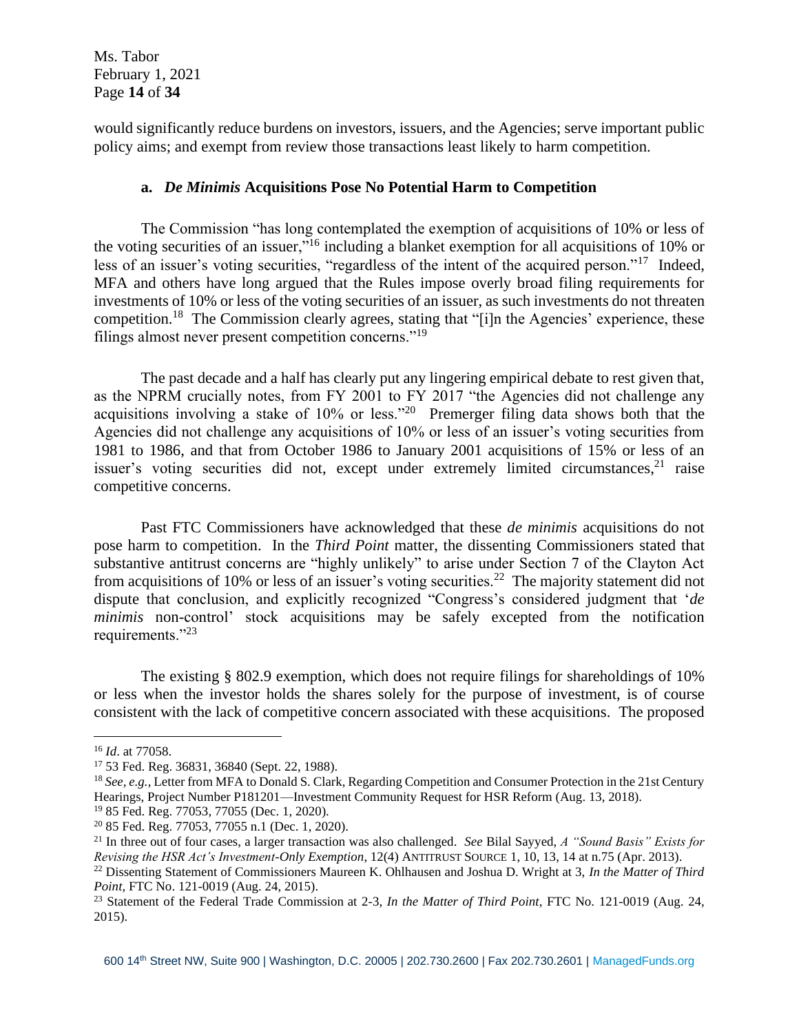would significantly reduce burdens on investors, issuers, and the Agencies; serve important public policy aims; and exempt from review those transactions least likely to harm competition.

### a. *De Minimis* Acquisitions Pose No Potential Harm to Competition

The Commission "has long contemplated the exemption of acquisitions of 10% or less of the voting securities of an issuer,"[16] including a blanket exemption for all acquisitions of 10% or less of an issuer's voting securities, "regardless of the intent of the acquired person."[17] Indeed, MFA and others have long argued that the Rules impose overly broad filing requirements for investments of 10% or less of the voting securities of an issuer, as such investments do not threaten competition.[18] The Commission clearly agrees, stating that "[i]n the Agencies' experience, these filings almost never present competition concerns."[19]

The past decade and a half has clearly put any lingering empirical debate to rest given that, as the NPRM crucially notes, from FY 2001 to FY 2017 "the Agencies did not challenge any acquisitions involving a stake of 10% or less."[20] Premerger filing data shows both that the Agencies did not challenge any acquisitions of 10% or less of an issuer's voting securities from 1981 to 1986, and that from October 1986 to January 2001 acquisitions of 15% or less of an issuer's voting securities did not, except under extremely limited circumstances,[21] raise competitive concerns.

Past FTC Commissioners have acknowledged that these *de minimis* acquisitions do not pose harm to competition. In the *Third Point* matter, the dissenting Commissioners stated that substantive antitrust concerns are "highly unlikely" to arise under Section 7 of the Clayton Act from acquisitions of 10% or less of an issuer's voting securities.[22] The majority statement did not dispute that conclusion, and explicitly recognized "Congress's considered judgment that '*de minimis* non-control' stock acquisitions may be safely excepted from the notification requirements."[23]

The existing § 802.9 exemption, which does not require filings for shareholdings of 10% or less when the investor holds the shares solely for the purpose of investment, is of course consistent with the lack of competitive concern associated with these acquisitions. The proposed

---

[16] *Id*. at 77058.

[17] 53 Fed. Reg. 36831, 36840 (Sept. 22, 1988).

[18] *See, e.g.*, Letter from MFA to Donald S. Clark, Regarding Competition and Consumer Protection in the 21st Century Hearings, Project Number P181201—Investment Community Request for HSR Reform (Aug. 13, 2018).

[19] 85 Fed. Reg. 77053, 77055 (Dec. 1, 2020).

[20] 85 Fed. Reg. 77053, 77055 n.1 (Dec. 1, 2020).

[21] In three out of four cases, a larger transaction was also challenged. *See* Bilal Sayyed, *A "Sound Basis" Exists for Revising the HSR Act's Investment-Only Exemption*, 12(4) ANTITRUST SOURCE 1, 10, 13, 14 at n.75 (Apr. 2013).

[22] Dissenting Statement of Commissioners Maureen K. Ohlhausen and Joshua D. Wright at 3, *In the Matter of Third Point*, FTC No. 121-0019 (Aug. 24, 2015).

[23] Statement of the Federal Trade Commission at 2-3, *In the Matter of Third Point*, FTC No. 121-0019 (Aug. 24, 2015).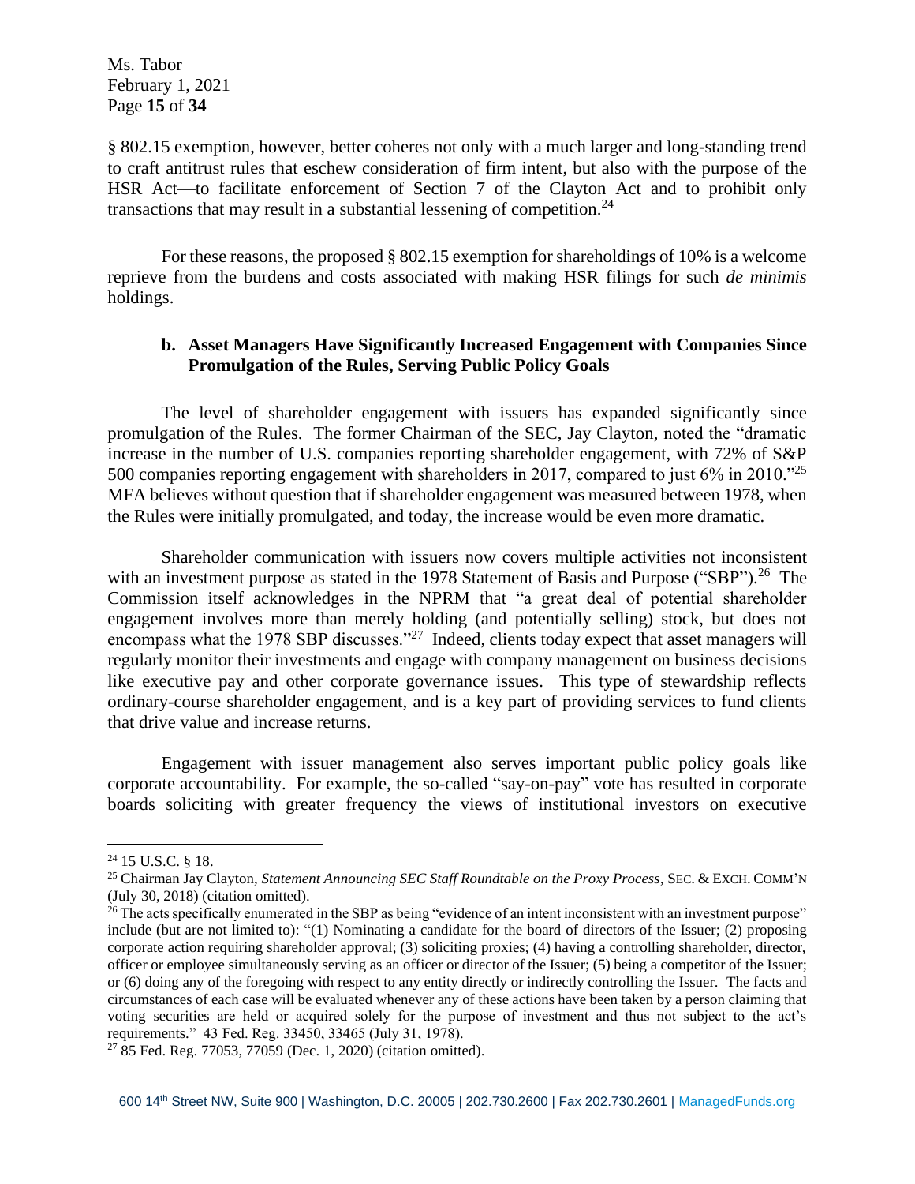§ 802.15 exemption, however, better coheres not only with a much larger and long-standing trend to craft antitrust rules that eschew consideration of firm intent, but also with the purpose of the HSR Act—to facilitate enforcement of Section 7 of the Clayton Act and to prohibit only transactions that may result in a substantial lessening of competition.[24]

For these reasons, the proposed § 802.15 exemption for shareholdings of 10% is a welcome reprieve from the burdens and costs associated with making HSR filings for such *de minimis* holdings.

### b. Asset Managers Have Significantly Increased Engagement with Companies Since Promulgation of the Rules, Serving Public Policy Goals

The level of shareholder engagement with issuers has expanded significantly since promulgation of the Rules. The former Chairman of the SEC, Jay Clayton, noted the "dramatic increase in the number of U.S. companies reporting shareholder engagement, with 72% of S&P 500 companies reporting engagement with shareholders in 2017, compared to just 6% in 2010."[25] MFA believes without question that if shareholder engagement was measured between 1978, when the Rules were initially promulgated, and today, the increase would be even more dramatic.

Shareholder communication with issuers now covers multiple activities not inconsistent with an investment purpose as stated in the 1978 Statement of Basis and Purpose ("SBP").[26] The Commission itself acknowledges in the NPRM that "a great deal of potential shareholder engagement involves more than merely holding (and potentially selling) stock, but does not encompass what the 1978 SBP discusses."[27] Indeed, clients today expect that asset managers will regularly monitor their investments and engage with company management on business decisions like executive pay and other corporate governance issues. This type of stewardship reflects ordinary-course shareholder engagement, and is a key part of providing services to fund clients that drive value and increase returns.

Engagement with issuer management also serves important public policy goals like corporate accountability. For example, the so-called "say-on-pay" vote has resulted in corporate boards soliciting with greater frequency the views of institutional investors on executive

---

[24] 15 U.S.C. § 18.

[25] Chairman Jay Clayton, *Statement Announcing SEC Staff Roundtable on the Proxy Process*, SEC. & EXCH. COMM'N (July 30, 2018) (citation omitted).

[26] The acts specifically enumerated in the SBP as being "evidence of an intent inconsistent with an investment purpose" include (but are not limited to): "(1) Nominating a candidate for the board of directors of the Issuer; (2) proposing corporate action requiring shareholder approval; (3) soliciting proxies; (4) having a controlling shareholder, director, officer or employee simultaneously serving as an officer or director of the Issuer; (5) being a competitor of the Issuer; or (6) doing any of the foregoing with respect to any entity directly or indirectly controlling the Issuer. The facts and circumstances of each case will be evaluated whenever any of these actions have been taken by a person claiming that voting securities are held or acquired solely for the purpose of investment and thus not subject to the act's requirements." 43 Fed. Reg. 33450, 33465 (July 31, 1978).

[27] 85 Fed. Reg. 77053, 77059 (Dec. 1, 2020) (citation omitted).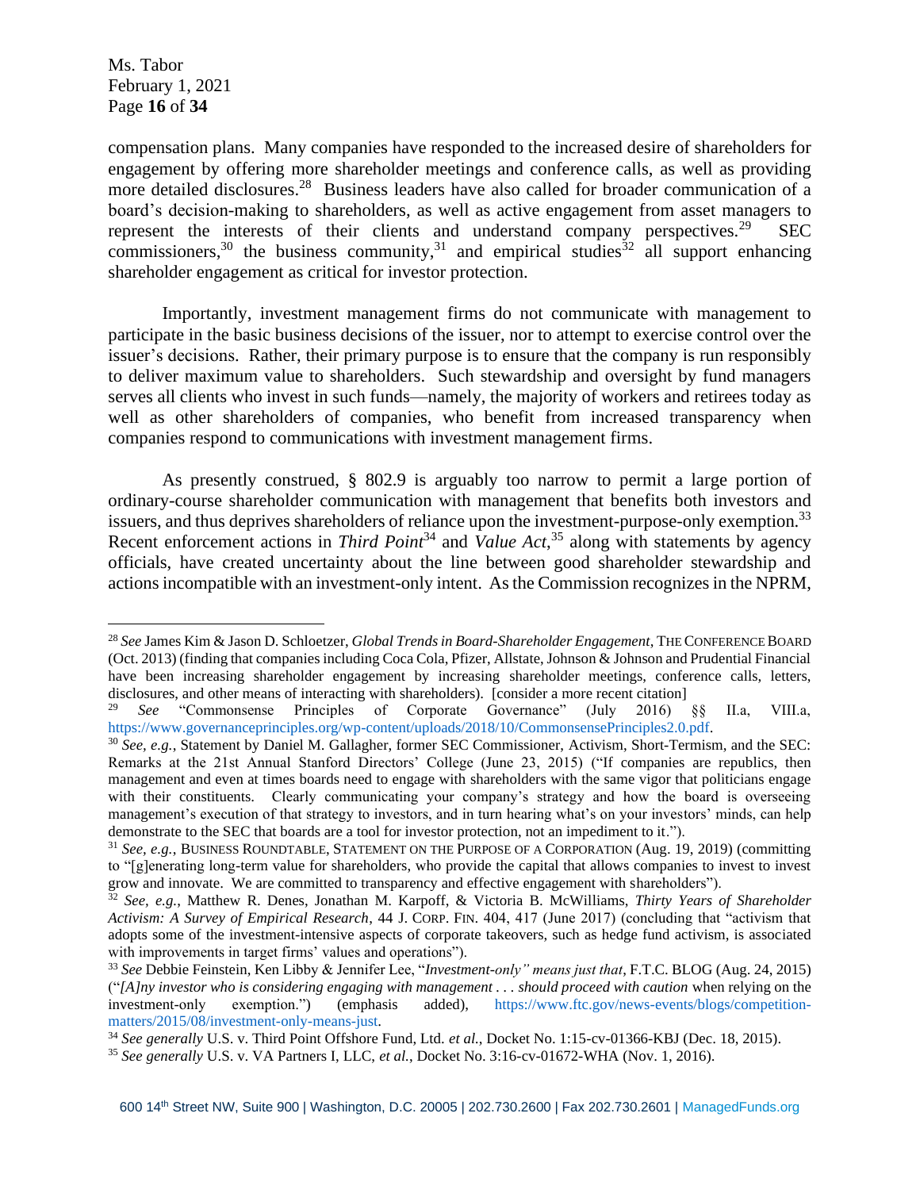compensation plans. Many companies have responded to the increased desire of shareholders for engagement by offering more shareholder meetings and conference calls, as well as providing more detailed disclosures.[28] Business leaders have also called for broader communication of a board's decision-making to shareholders, as well as active engagement from asset managers to represent the interests of their clients and understand company perspectives.[29] SEC commissioners,[30] the business community,[31] and empirical studies[32] all support enhancing shareholder engagement as critical for investor protection.

Importantly, investment management firms do not communicate with management to participate in the basic business decisions of the issuer, nor to attempt to exercise control over the issuer's decisions. Rather, their primary purpose is to ensure that the company is run responsibly to deliver maximum value to shareholders. Such stewardship and oversight by fund managers serves all clients who invest in such funds—namely, the majority of workers and retirees today as well as other shareholders of companies, who benefit from increased transparency when companies respond to communications with investment management firms.

As presently construed, § 802.9 is arguably too narrow to permit a large portion of ordinary-course shareholder communication with management that benefits both investors and issuers, and thus deprives shareholders of reliance upon the investment-purpose-only exemption.[33] Recent enforcement actions in *Third Point*[34] and *Value Act*,[35] along with statements by agency officials, have created uncertainty about the line between good shareholder stewardship and actions incompatible with an investment-only intent. As the Commission recognizes in the NPRM,

---

[28] *See* James Kim & Jason D. Schloetzer, *Global Trends in Board-Shareholder Engagement*, THE CONFERENCE BOARD (Oct. 2013) (finding that companies including Coca Cola, Pfizer, Allstate, Johnson & Johnson and Prudential Financial have been increasing shareholder engagement by increasing shareholder meetings, conference calls, letters, disclosures, and other means of interacting with shareholders). [consider a more recent citation]

[29] *See* "Commonsense Principles of Corporate Governance" (July 2016) §§ II.a, VIII.a, https://www.governanceprinciples.org/wp-content/uploads/2018/10/CommonsensePrinciples2.0.pdf.

[30] *See, e.g.,* Statement by Daniel M. Gallagher, former SEC Commissioner, Activism, Short-Termism, and the SEC: Remarks at the 21st Annual Stanford Directors' College (June 23, 2015) ("If companies are republics, then management and even at times boards need to engage with shareholders with the same vigor that politicians engage with their constituents. Clearly communicating your company's strategy and how the board is overseeing management's execution of that strategy to investors, and in turn hearing what's on your investors' minds, can help demonstrate to the SEC that boards are a tool for investor protection, not an impediment to it.").

[31] *See, e.g.,* BUSINESS ROUNDTABLE, STATEMENT ON THE PURPOSE OF A CORPORATION (Aug. 19, 2019) (committing to "[g]enerating long-term value for shareholders, who provide the capital that allows companies to invest to invest grow and innovate. We are committed to transparency and effective engagement with shareholders").

[32] *See, e.g.,* Matthew R. Denes, Jonathan M. Karpoff, & Victoria B. McWilliams, *Thirty Years of Shareholder Activism: A Survey of Empirical Research*, 44 J. CORP. FIN. 404, 417 (June 2017) (concluding that "activism that adopts some of the investment-intensive aspects of corporate takeovers, such as hedge fund activism, is associated with improvements in target firms' values and operations").

[33] *See* Debbie Feinstein, Ken Libby & Jennifer Lee, "*Investment-only" means just that*, F.T.C. BLOG (Aug. 24, 2015) ("*[A]ny investor who is considering engaging with management . . . should proceed with caution* when relying on the investment-only exemption.") (emphasis added), https://www.ftc.gov/news-events/blogs/competition-matters/2015/08/investment-only-means-just.

[34] *See generally* U.S. v. Third Point Offshore Fund, Ltd. *et al.*, Docket No. 1:15-cv-01366-KBJ (Dec. 18, 2015).

[35] *See generally* U.S. v. VA Partners I, LLC, *et al.*, Docket No. 3:16-cv-01672-WHA (Nov. 1, 2016).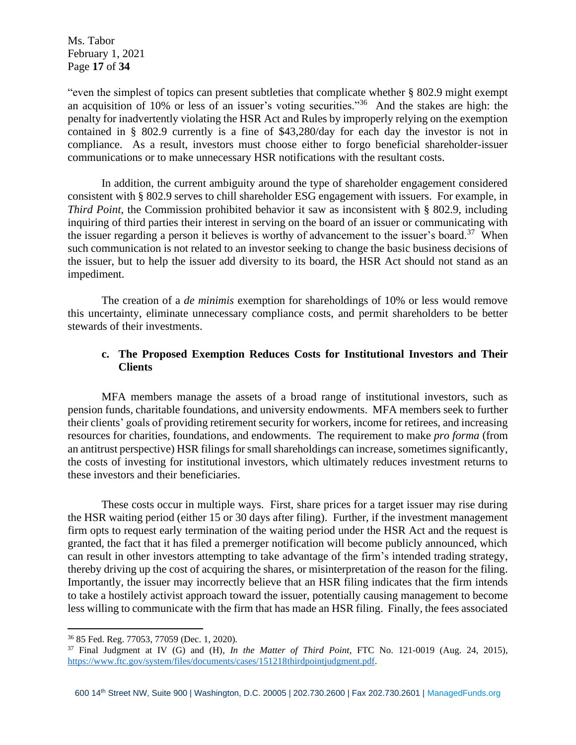"even the simplest of topics can present subtleties that complicate whether § 802.9 might exempt an acquisition of 10% or less of an issuer's voting securities."[36] And the stakes are high: the penalty for inadvertently violating the HSR Act and Rules by improperly relying on the exemption contained in § 802.9 currently is a fine of $43,280/day for each day the investor is not in compliance. As a result, investors must choose either to forgo beneficial shareholder-issuer communications or to make unnecessary HSR notifications with the resultant costs.

In addition, the current ambiguity around the type of shareholder engagement considered consistent with § 802.9 serves to chill shareholder ESG engagement with issuers. For example, in *Third Point*, the Commission prohibited behavior it saw as inconsistent with § 802.9, including inquiring of third parties their interest in serving on the board of an issuer or communicating with the issuer regarding a person it believes is worthy of advancement to the issuer's board.[37] When such communication is not related to an investor seeking to change the basic business decisions of the issuer, but to help the issuer add diversity to its board, the HSR Act should not stand as an impediment.

The creation of a *de minimis* exemption for shareholdings of 10% or less would remove this uncertainty, eliminate unnecessary compliance costs, and permit shareholders to be better stewards of their investments.

**c. The Proposed Exemption Reduces Costs for Institutional Investors and Their Clients**

MFA members manage the assets of a broad range of institutional investors, such as pension funds, charitable foundations, and university endowments. MFA members seek to further their clients' goals of providing retirement security for workers, income for retirees, and increasing resources for charities, foundations, and endowments. The requirement to make *pro forma* (from an antitrust perspective) HSR filings for small shareholdings can increase, sometimes significantly, the costs of investing for institutional investors, which ultimately reduces investment returns to these investors and their beneficiaries.

These costs occur in multiple ways. First, share prices for a target issuer may rise during the HSR waiting period (either 15 or 30 days after filing). Further, if the investment management firm opts to request early termination of the waiting period under the HSR Act and the request is granted, the fact that it has filed a premerger notification will become publicly announced, which can result in other investors attempting to take advantage of the firm's intended trading strategy, thereby driving up the cost of acquiring the shares, or misinterpretation of the reason for the filing. Importantly, the issuer may incorrectly believe that an HSR filing indicates that the firm intends to take a hostilely activist approach toward the issuer, potentially causing management to become less willing to communicate with the firm that has made an HSR filing. Finally, the fees associated

---

[36] 85 Fed. Reg. 77053, 77059 (Dec. 1, 2020).

[37] Final Judgment at IV (G) and (H), *In the Matter of Third Point*, FTC No. 121-0019 (Aug. 24, 2015), https://www.ftc.gov/system/files/documents/cases/151218thirdpointjudgment.pdf.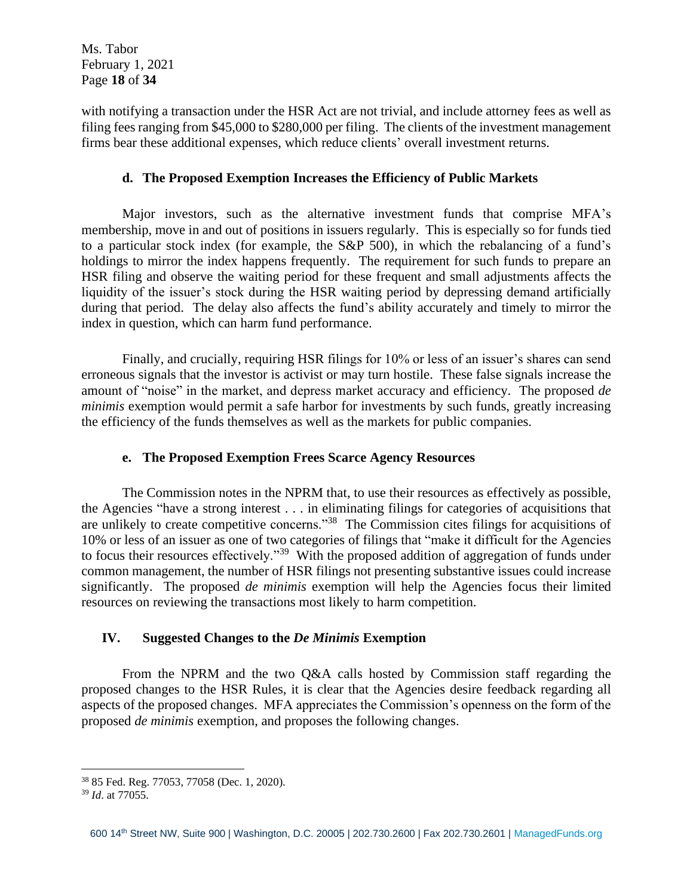with notifying a transaction under the HSR Act are not trivial, and include attorney fees as well as filing fees ranging from $45,000 to $280,000 per filing. The clients of the investment management firms bear these additional expenses, which reduce clients' overall investment returns.

### d. The Proposed Exemption Increases the Efficiency of Public Markets

Major investors, such as the alternative investment funds that comprise MFA's membership, move in and out of positions in issuers regularly. This is especially so for funds tied to a particular stock index (for example, the S&P 500), in which the rebalancing of a fund's holdings to mirror the index happens frequently. The requirement for such funds to prepare an HSR filing and observe the waiting period for these frequent and small adjustments affects the liquidity of the issuer's stock during the HSR waiting period by depressing demand artificially during that period. The delay also affects the fund's ability accurately and timely to mirror the index in question, which can harm fund performance.

Finally, and crucially, requiring HSR filings for 10% or less of an issuer's shares can send erroneous signals that the investor is activist or may turn hostile. These false signals increase the amount of "noise" in the market, and depress market accuracy and efficiency. The proposed *de minimis* exemption would permit a safe harbor for investments by such funds, greatly increasing the efficiency of the funds themselves as well as the markets for public companies.

### e. The Proposed Exemption Frees Scarce Agency Resources

The Commission notes in the NPRM that, to use their resources as effectively as possible, the Agencies "have a strong interest . . . in eliminating filings for categories of acquisitions that are unlikely to create competitive concerns."[38] The Commission cites filings for acquisitions of 10% or less of an issuer as one of two categories of filings that "make it difficult for the Agencies to focus their resources effectively."[39] With the proposed addition of aggregation of funds under common management, the number of HSR filings not presenting substantive issues could increase significantly. The proposed *de minimis* exemption will help the Agencies focus their limited resources on reviewing the transactions most likely to harm competition.

## IV. Suggested Changes to the *De Minimis* Exemption

From the NPRM and the two Q&A calls hosted by Commission staff regarding the proposed changes to the HSR Rules, it is clear that the Agencies desire feedback regarding all aspects of the proposed changes. MFA appreciates the Commission's openness on the form of the proposed *de minimis* exemption, and proposes the following changes.

---

[38] 85 Fed. Reg. 77053, 77058 (Dec. 1, 2020).

[39] *Id*. at 77055.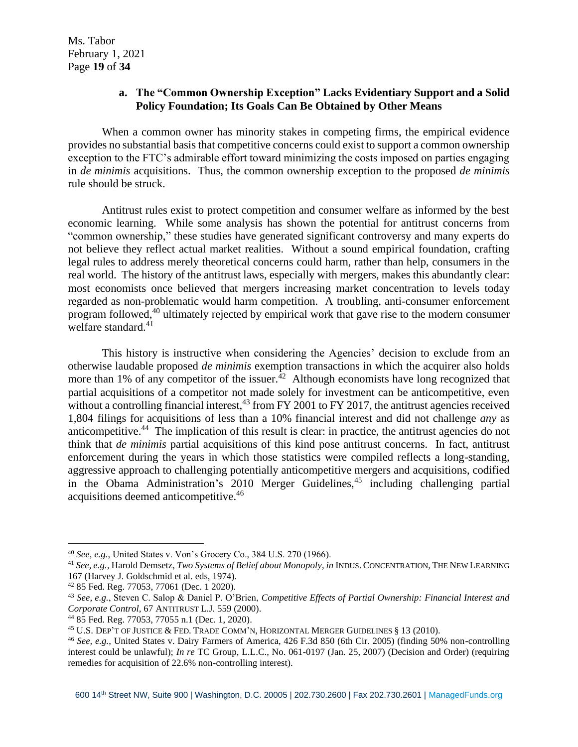### a. The "Common Ownership Exception" Lacks Evidentiary Support and a Solid Policy Foundation; Its Goals Can Be Obtained by Other Means

When a common owner has minority stakes in competing firms, the empirical evidence provides no substantial basis that competitive concerns could exist to support a common ownership exception to the FTC's admirable effort toward minimizing the costs imposed on parties engaging in *de minimis* acquisitions. Thus, the common ownership exception to the proposed *de minimis* rule should be struck.

Antitrust rules exist to protect competition and consumer welfare as informed by the best economic learning. While some analysis has shown the potential for antitrust concerns from "common ownership," these studies have generated significant controversy and many experts do not believe they reflect actual market realities. Without a sound empirical foundation, crafting legal rules to address merely theoretical concerns could harm, rather than help, consumers in the real world. The history of the antitrust laws, especially with mergers, makes this abundantly clear: most economists once believed that mergers increasing market concentration to levels today regarded as non-problematic would harm competition. A troubling, anti-consumer enforcement program followed,[40] ultimately rejected by empirical work that gave rise to the modern consumer welfare standard.[41]

This history is instructive when considering the Agencies' decision to exclude from an otherwise laudable proposed *de minimis* exemption transactions in which the acquirer also holds more than 1% of any competitor of the issuer.[42] Although economists have long recognized that partial acquisitions of a competitor not made solely for investment can be anticompetitive, even without a controlling financial interest,[43] from FY 2001 to FY 2017, the antitrust agencies received 1,804 filings for acquisitions of less than a 10% financial interest and did not challenge *any* as anticompetitive.[44] The implication of this result is clear: in practice, the antitrust agencies do not think that *de minimis* partial acquisitions of this kind pose antitrust concerns. In fact, antitrust enforcement during the years in which those statistics were compiled reflects a long-standing, aggressive approach to challenging potentially anticompetitive mergers and acquisitions, codified in the Obama Administration's 2010 Merger Guidelines,[45] including challenging partial acquisitions deemed anticompetitive.[46]

---

[40] *See, e.g.*, United States v. Von's Grocery Co., 384 U.S. 270 (1966).

[41] *See, e.g.*, Harold Demsetz, *Two Systems of Belief about Monopoly*, *in* INDUS. CONCENTRATION, THE NEW LEARNING 167 (Harvey J. Goldschmid et al. eds, 1974).

[42] 85 Fed. Reg. 77053, 77061 (Dec. 1 2020).

[43] *See, e.g.*, Steven C. Salop & Daniel P. O'Brien, *Competitive Effects of Partial Ownership: Financial Interest and Corporate Control*, 67 ANTITRUST L.J. 559 (2000).

[44] 85 Fed. Reg. 77053, 77055 n.1 (Dec. 1, 2020).

[45] U.S. DEP'T OF JUSTICE & FED. TRADE COMM'N, HORIZONTAL MERGER GUIDELINES § 13 (2010).

[46] *See, e.g.*, United States v. Dairy Farmers of America, 426 F.3d 850 (6th Cir. 2005) (finding 50% non-controlling interest could be unlawful); *In re* TC Group, L.L.C., No. 061-0197 (Jan. 25, 2007) (Decision and Order) (requiring remedies for acquisition of 22.6% non-controlling interest).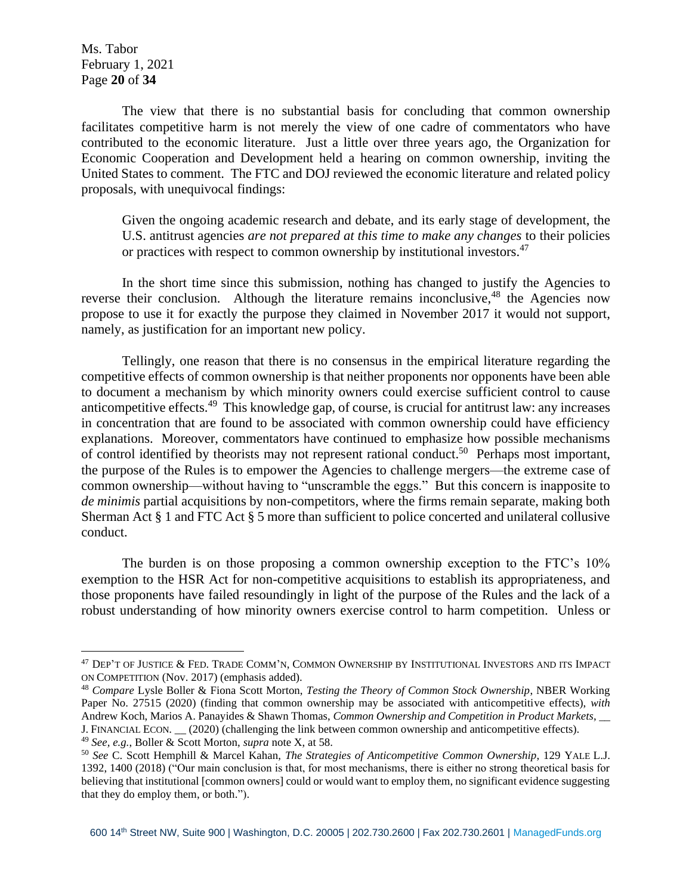The view that there is no substantial basis for concluding that common ownership facilitates competitive harm is not merely the view of one cadre of commentators who have contributed to the economic literature. Just a little over three years ago, the Organization for Economic Cooperation and Development held a hearing on common ownership, inviting the United States to comment. The FTC and DOJ reviewed the economic literature and related policy proposals, with unequivocal findings:

> Given the ongoing academic research and debate, and its early stage of development, the U.S. antitrust agencies *are not prepared at this time to make any changes* to their policies or practices with respect to common ownership by institutional investors.[47]

In the short time since this submission, nothing has changed to justify the Agencies to reverse their conclusion. Although the literature remains inconclusive,[48] the Agencies now propose to use it for exactly the purpose they claimed in November 2017 it would not support, namely, as justification for an important new policy.

Tellingly, one reason that there is no consensus in the empirical literature regarding the competitive effects of common ownership is that neither proponents nor opponents have been able to document a mechanism by which minority owners could exercise sufficient control to cause anticompetitive effects.[49] This knowledge gap, of course, is crucial for antitrust law: any increases in concentration that are found to be associated with common ownership could have efficiency explanations. Moreover, commentators have continued to emphasize how possible mechanisms of control identified by theorists may not represent rational conduct.[50] Perhaps most important, the purpose of the Rules is to empower the Agencies to challenge mergers—the extreme case of common ownership—without having to "unscramble the eggs." But this concern is inapposite to *de minimis* partial acquisitions by non-competitors, where the firms remain separate, making both Sherman Act § 1 and FTC Act § 5 more than sufficient to police concerted and unilateral collusive conduct.

The burden is on those proposing a common ownership exception to the FTC's 10% exemption to the HSR Act for non-competitive acquisitions to establish its appropriateness, and those proponents have failed resoundingly in light of the purpose of the Rules and the lack of a robust understanding of how minority owners exercise control to harm competition. Unless or

---

[47] DEP'T OF JUSTICE & FED. TRADE COMM'N, COMMON OWNERSHIP BY INSTITUTIONAL INVESTORS AND ITS IMPACT ON COMPETITION (Nov. 2017) (emphasis added).

[48] *Compare* Lysle Boller & Fiona Scott Morton, *Testing the Theory of Common Stock Ownership*, NBER Working Paper No. 27515 (2020) (finding that common ownership may be associated with anticompetitive effects), *with* Andrew Koch, Marios A. Panayides & Shawn Thomas, *Common Ownership and Competition in Product Markets*, __ J. FINANCIAL ECON. __ (2020) (challenging the link between common ownership and anticompetitive effects).

[49] *See, e.g.*, Boller & Scott Morton, *supra* note X, at 58.

[50] *See* C. Scott Hemphill & Marcel Kahan, *The Strategies of Anticompetitive Common Ownership*, 129 YALE L.J. 1392, 1400 (2018) ("Our main conclusion is that, for most mechanisms, there is either no strong theoretical basis for believing that institutional [common owners] could or would want to employ them, no significant evidence suggesting that they do employ them, or both.").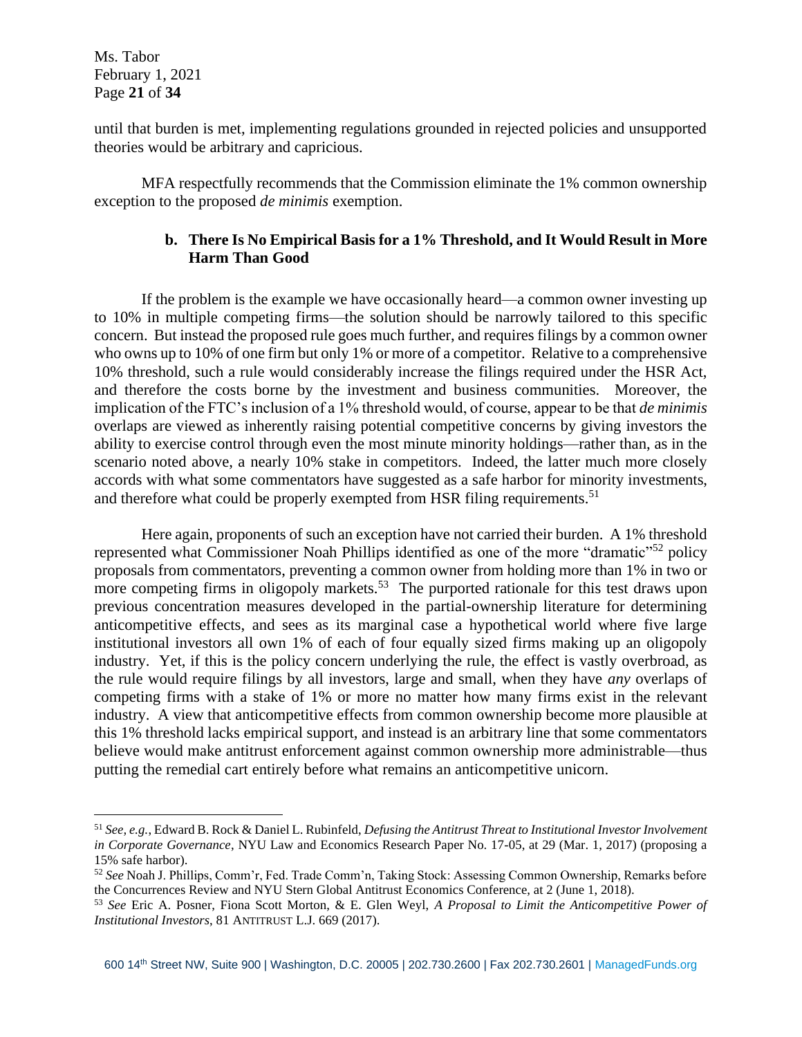until that burden is met, implementing regulations grounded in rejected policies and unsupported theories would be arbitrary and capricious.

MFA respectfully recommends that the Commission eliminate the 1% common ownership exception to the proposed *de minimis* exemption.

### b. There Is No Empirical Basis for a 1% Threshold, and It Would Result in More Harm Than Good

If the problem is the example we have occasionally heard—a common owner investing up to 10% in multiple competing firms—the solution should be narrowly tailored to this specific concern. But instead the proposed rule goes much further, and requires filings by a common owner who owns up to 10% of one firm but only 1% or more of a competitor. Relative to a comprehensive 10% threshold, such a rule would considerably increase the filings required under the HSR Act, and therefore the costs borne by the investment and business communities. Moreover, the implication of the FTC's inclusion of a 1% threshold would, of course, appear to be that *de minimis* overlaps are viewed as inherently raising potential competitive concerns by giving investors the ability to exercise control through even the most minute minority holdings—rather than, as in the scenario noted above, a nearly 10% stake in competitors. Indeed, the latter much more closely accords with what some commentators have suggested as a safe harbor for minority investments, and therefore what could be properly exempted from HSR filing requirements.[51]

Here again, proponents of such an exception have not carried their burden. A 1% threshold represented what Commissioner Noah Phillips identified as one of the more "dramatic"[52] policy proposals from commentators, preventing a common owner from holding more than 1% in two or more competing firms in oligopoly markets.[53] The purported rationale for this test draws upon previous concentration measures developed in the partial-ownership literature for determining anticompetitive effects, and sees as its marginal case a hypothetical world where five large institutional investors all own 1% of each of four equally sized firms making up an oligopoly industry. Yet, if this is the policy concern underlying the rule, the effect is vastly overbroad, as the rule would require filings by all investors, large and small, when they have *any* overlaps of competing firms with a stake of 1% or more no matter how many firms exist in the relevant industry. A view that anticompetitive effects from common ownership become more plausible at this 1% threshold lacks empirical support, and instead is an arbitrary line that some commentators believe would make antitrust enforcement against common ownership more administrable—thus putting the remedial cart entirely before what remains an anticompetitive unicorn.

---

[51] *See, e.g.*, Edward B. Rock & Daniel L. Rubinfeld, *Defusing the Antitrust Threat to Institutional Investor Involvement in Corporate Governance*, NYU Law and Economics Research Paper No. 17-05, at 29 (Mar. 1, 2017) (proposing a 15% safe harbor).

[52] *See* Noah J. Phillips, Comm'r, Fed. Trade Comm'n, Taking Stock: Assessing Common Ownership, Remarks before the Concurrences Review and NYU Stern Global Antitrust Economics Conference, at 2 (June 1, 2018).

[53] *See* Eric A. Posner, Fiona Scott Morton, & E. Glen Weyl, *A Proposal to Limit the Anticompetitive Power of Institutional Investors*, 81 ANTITRUST L.J. 669 (2017).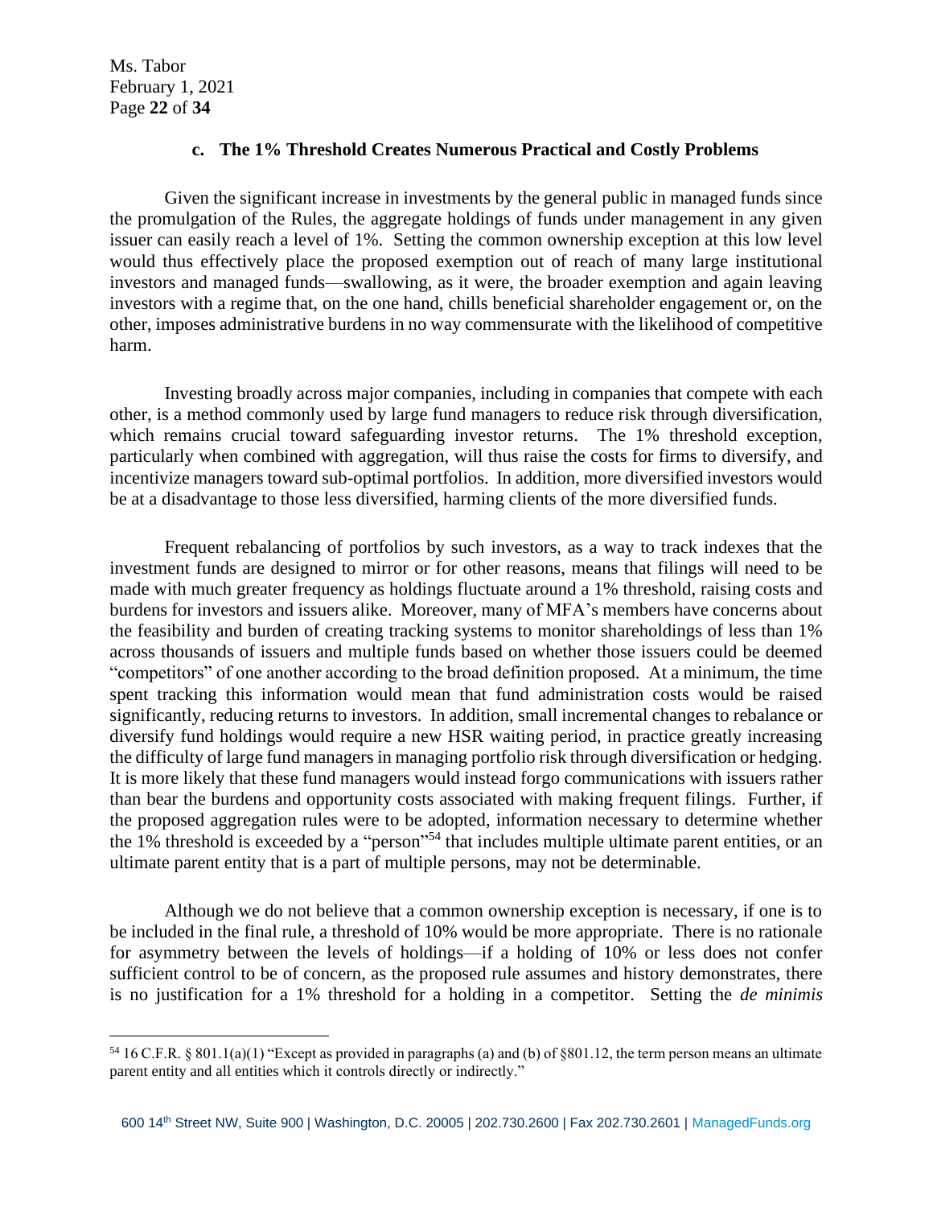### c. The 1% Threshold Creates Numerous Practical and Costly Problems

Given the significant increase in investments by the general public in managed funds since the promulgation of the Rules, the aggregate holdings of funds under management in any given issuer can easily reach a level of 1%. Setting the common ownership exception at this low level would thus effectively place the proposed exemption out of reach of many large institutional investors and managed funds—swallowing, as it were, the broader exemption and again leaving investors with a regime that, on the one hand, chills beneficial shareholder engagement or, on the other, imposes administrative burdens in no way commensurate with the likelihood of competitive harm.

Investing broadly across major companies, including in companies that compete with each other, is a method commonly used by large fund managers to reduce risk through diversification, which remains crucial toward safeguarding investor returns. The 1% threshold exception, particularly when combined with aggregation, will thus raise the costs for firms to diversify, and incentivize managers toward sub-optimal portfolios. In addition, more diversified investors would be at a disadvantage to those less diversified, harming clients of the more diversified funds.

Frequent rebalancing of portfolios by such investors, as a way to track indexes that the investment funds are designed to mirror or for other reasons, means that filings will need to be made with much greater frequency as holdings fluctuate around a 1% threshold, raising costs and burdens for investors and issuers alike. Moreover, many of MFA's members have concerns about the feasibility and burden of creating tracking systems to monitor shareholdings of less than 1% across thousands of issuers and multiple funds based on whether those issuers could be deemed "competitors" of one another according to the broad definition proposed. At a minimum, the time spent tracking this information would mean that fund administration costs would be raised significantly, reducing returns to investors. In addition, small incremental changes to rebalance or diversify fund holdings would require a new HSR waiting period, in practice greatly increasing the difficulty of large fund managers in managing portfolio risk through diversification or hedging. It is more likely that these fund managers would instead forgo communications with issuers rather than bear the burdens and opportunity costs associated with making frequent filings. Further, if the proposed aggregation rules were to be adopted, information necessary to determine whether the 1% threshold is exceeded by a "person"[54] that includes multiple ultimate parent entities, or an ultimate parent entity that is a part of multiple persons, may not be determinable.

Although we do not believe that a common ownership exception is necessary, if one is to be included in the final rule, a threshold of 10% would be more appropriate. There is no rationale for asymmetry between the levels of holdings—if a holding of 10% or less does not confer sufficient control to be of concern, as the proposed rule assumes and history demonstrates, there is no justification for a 1% threshold for a holding in a competitor. Setting the *de minimis*

[54] 16 C.F.R. § 801.1(a)(1) "Except as provided in paragraphs (a) and (b) of §801.12, the term person means an ultimate parent entity and all entities which it controls directly or indirectly."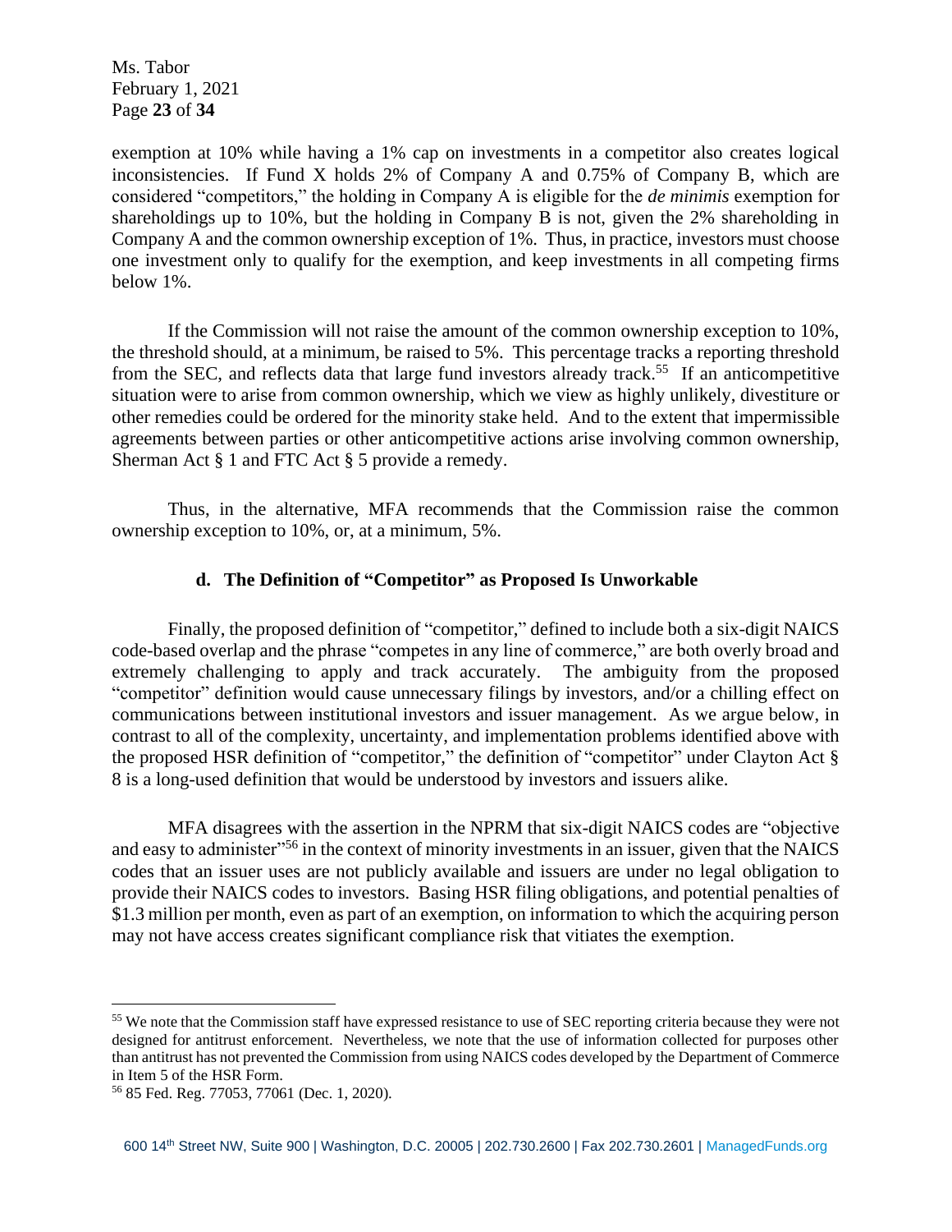exemption at 10% while having a 1% cap on investments in a competitor also creates logical inconsistencies. If Fund X holds 2% of Company A and 0.75% of Company B, which are considered "competitors," the holding in Company A is eligible for the *de minimis* exemption for shareholdings up to 10%, but the holding in Company B is not, given the 2% shareholding in Company A and the common ownership exception of 1%. Thus, in practice, investors must choose one investment only to qualify for the exemption, and keep investments in all competing firms below 1%.

If the Commission will not raise the amount of the common ownership exception to 10%, the threshold should, at a minimum, be raised to 5%. This percentage tracks a reporting threshold from the SEC, and reflects data that large fund investors already track.[55] If an anticompetitive situation were to arise from common ownership, which we view as highly unlikely, divestiture or other remedies could be ordered for the minority stake held. And to the extent that impermissible agreements between parties or other anticompetitive actions arise involving common ownership, Sherman Act § 1 and FTC Act § 5 provide a remedy.

Thus, in the alternative, MFA recommends that the Commission raise the common ownership exception to 10%, or, at a minimum, 5%.

#### d. The Definition of "Competitor" as Proposed Is Unworkable

Finally, the proposed definition of "competitor," defined to include both a six-digit NAICS code-based overlap and the phrase "competes in any line of commerce," are both overly broad and extremely challenging to apply and track accurately. The ambiguity from the proposed "competitor" definition would cause unnecessary filings by investors, and/or a chilling effect on communications between institutional investors and issuer management. As we argue below, in contrast to all of the complexity, uncertainty, and implementation problems identified above with the proposed HSR definition of "competitor," the definition of "competitor" under Clayton Act § 8 is a long-used definition that would be understood by investors and issuers alike.

MFA disagrees with the assertion in the NPRM that six-digit NAICS codes are "objective and easy to administer"[56] in the context of minority investments in an issuer, given that the NAICS codes that an issuer uses are not publicly available and issuers are under no legal obligation to provide their NAICS codes to investors. Basing HSR filing obligations, and potential penalties of \$1.3 million per month, even as part of an exemption, on information to which the acquiring person may not have access creates significant compliance risk that vitiates the exemption.

---

[55] We note that the Commission staff have expressed resistance to use of SEC reporting criteria because they were not designed for antitrust enforcement. Nevertheless, we note that the use of information collected for purposes other than antitrust has not prevented the Commission from using NAICS codes developed by the Department of Commerce in Item 5 of the HSR Form.

[56] 85 Fed. Reg. 77053, 77061 (Dec. 1, 2020).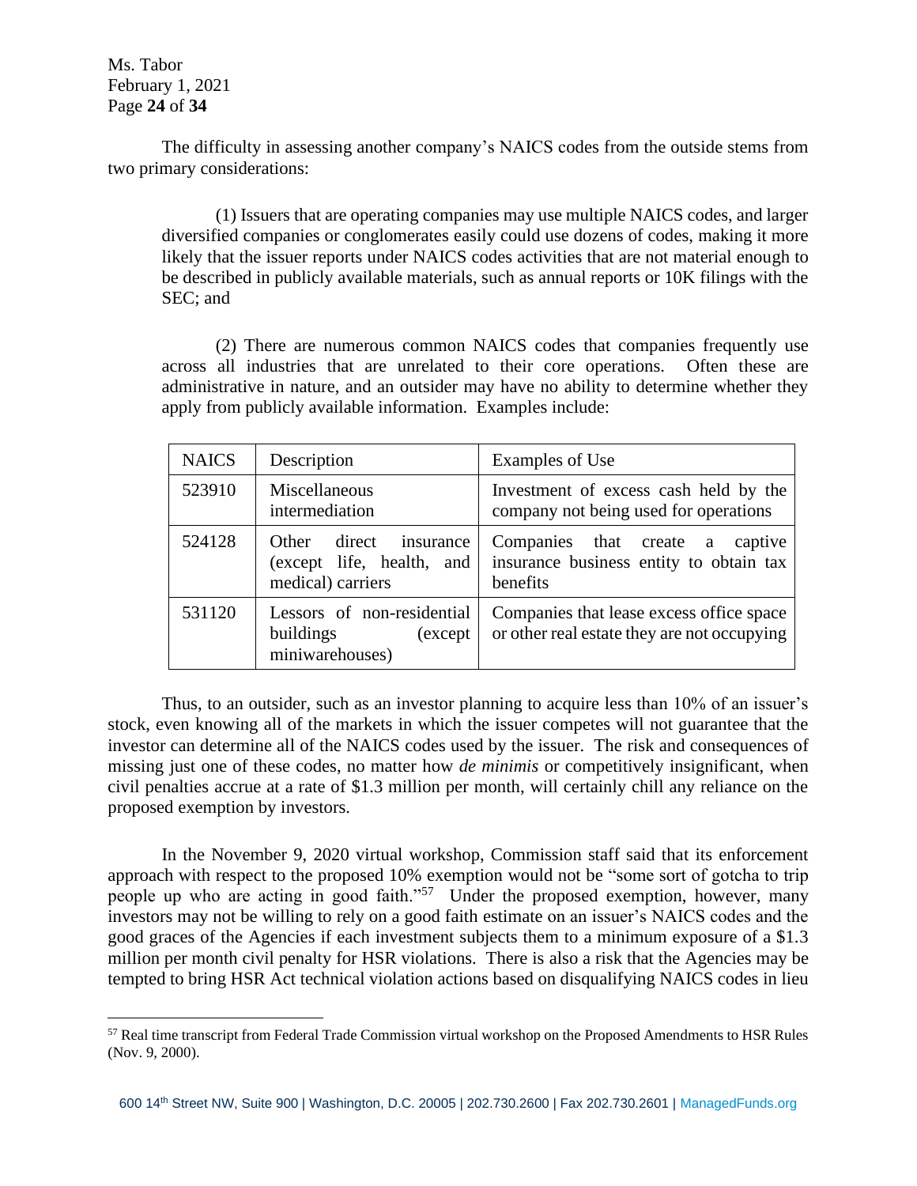The difficulty in assessing another company's NAICS codes from the outside stems from two primary considerations:

> (1) Issuers that are operating companies may use multiple NAICS codes, and larger diversified companies or conglomerates easily could use dozens of codes, making it more likely that the issuer reports under NAICS codes activities that are not material enough to be described in publicly available materials, such as annual reports or 10K filings with the SEC; and
>
> (2) There are numerous common NAICS codes that companies frequently use across all industries that are unrelated to their core operations. Often these are administrative in nature, and an outsider may have no ability to determine whether they apply from publicly available information. Examples include:

| NAICS | Description | Examples of Use |
|---|---|---|
| 523910 | Miscellaneous intermediation | Investment of excess cash held by the company not being used for operations |
| 524128 | Other direct insurance (except life, health, and medical) carriers | Companies that create a captive insurance business entity to obtain tax benefits |
| 531120 | Lessors of non-residential buildings (except miniwarehouses) | Companies that lease excess office space or other real estate they are not occupying |

Thus, to an outsider, such as an investor planning to acquire less than 10% of an issuer's stock, even knowing all of the markets in which the issuer competes will not guarantee that the investor can determine all of the NAICS codes used by the issuer. The risk and consequences of missing just one of these codes, no matter how *de minimis* or competitively insignificant, when civil penalties accrue at a rate of \$1.3 million per month, will certainly chill any reliance on the proposed exemption by investors.

In the November 9, 2020 virtual workshop, Commission staff said that its enforcement approach with respect to the proposed 10% exemption would not be "some sort of gotcha to trip people up who are acting in good faith."[57] Under the proposed exemption, however, many investors may not be willing to rely on a good faith estimate on an issuer's NAICS codes and the good graces of the Agencies if each investment subjects them to a minimum exposure of a \$1.3 million per month civil penalty for HSR violations. There is also a risk that the Agencies may be tempted to bring HSR Act technical violation actions based on disqualifying NAICS codes in lieu

[57] Real time transcript from Federal Trade Commission virtual workshop on the Proposed Amendments to HSR Rules (Nov. 9, 2000).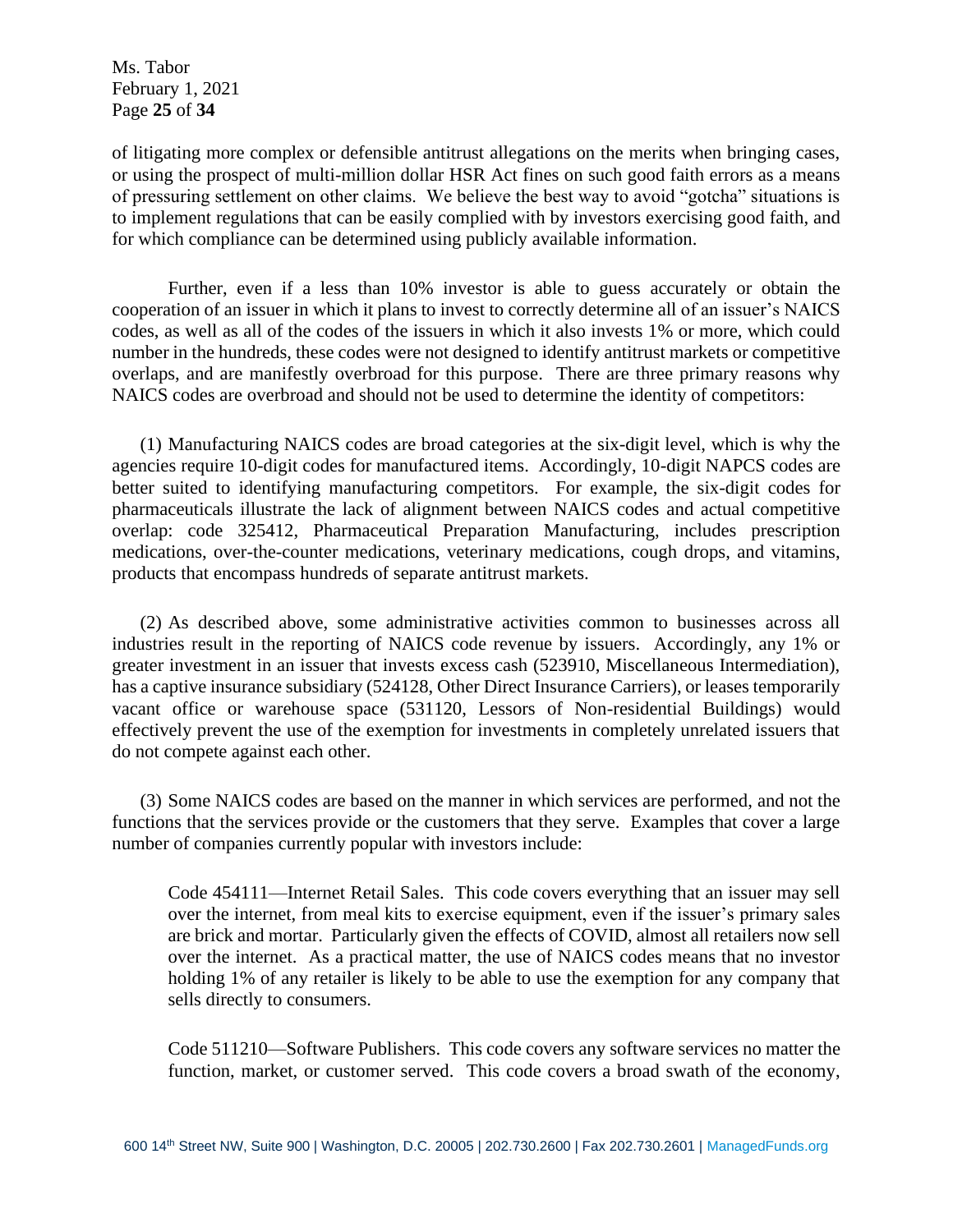of litigating more complex or defensible antitrust allegations on the merits when bringing cases, or using the prospect of multi-million dollar HSR Act fines on such good faith errors as a means of pressuring settlement on other claims. We believe the best way to avoid "gotcha" situations is to implement regulations that can be easily complied with by investors exercising good faith, and for which compliance can be determined using publicly available information.

Further, even if a less than 10% investor is able to guess accurately or obtain the cooperation of an issuer in which it plans to invest to correctly determine all of an issuer's NAICS codes, as well as all of the codes of the issuers in which it also invests 1% or more, which could number in the hundreds, these codes were not designed to identify antitrust markets or competitive overlaps, and are manifestly overbroad for this purpose. There are three primary reasons why NAICS codes are overbroad and should not be used to determine the identity of competitors:

(1) Manufacturing NAICS codes are broad categories at the six-digit level, which is why the agencies require 10-digit codes for manufactured items. Accordingly, 10-digit NAPCS codes are better suited to identifying manufacturing competitors. For example, the six-digit codes for pharmaceuticals illustrate the lack of alignment between NAICS codes and actual competitive overlap: code 325412, Pharmaceutical Preparation Manufacturing, includes prescription medications, over-the-counter medications, veterinary medications, cough drops, and vitamins, products that encompass hundreds of separate antitrust markets.

(2) As described above, some administrative activities common to businesses across all industries result in the reporting of NAICS code revenue by issuers. Accordingly, any 1% or greater investment in an issuer that invests excess cash (523910, Miscellaneous Intermediation), has a captive insurance subsidiary (524128, Other Direct Insurance Carriers), or leases temporarily vacant office or warehouse space (531120, Lessors of Non-residential Buildings) would effectively prevent the use of the exemption for investments in completely unrelated issuers that do not compete against each other.

(3) Some NAICS codes are based on the manner in which services are performed, and not the functions that the services provide or the customers that they serve. Examples that cover a large number of companies currently popular with investors include:

> Code 454111—Internet Retail Sales. This code covers everything that an issuer may sell over the internet, from meal kits to exercise equipment, even if the issuer's primary sales are brick and mortar. Particularly given the effects of COVID, almost all retailers now sell over the internet. As a practical matter, the use of NAICS codes means that no investor holding 1% of any retailer is likely to be able to use the exemption for any company that sells directly to consumers.
>
> Code 511210—Software Publishers. This code covers any software services no matter the function, market, or customer served. This code covers a broad swath of the economy,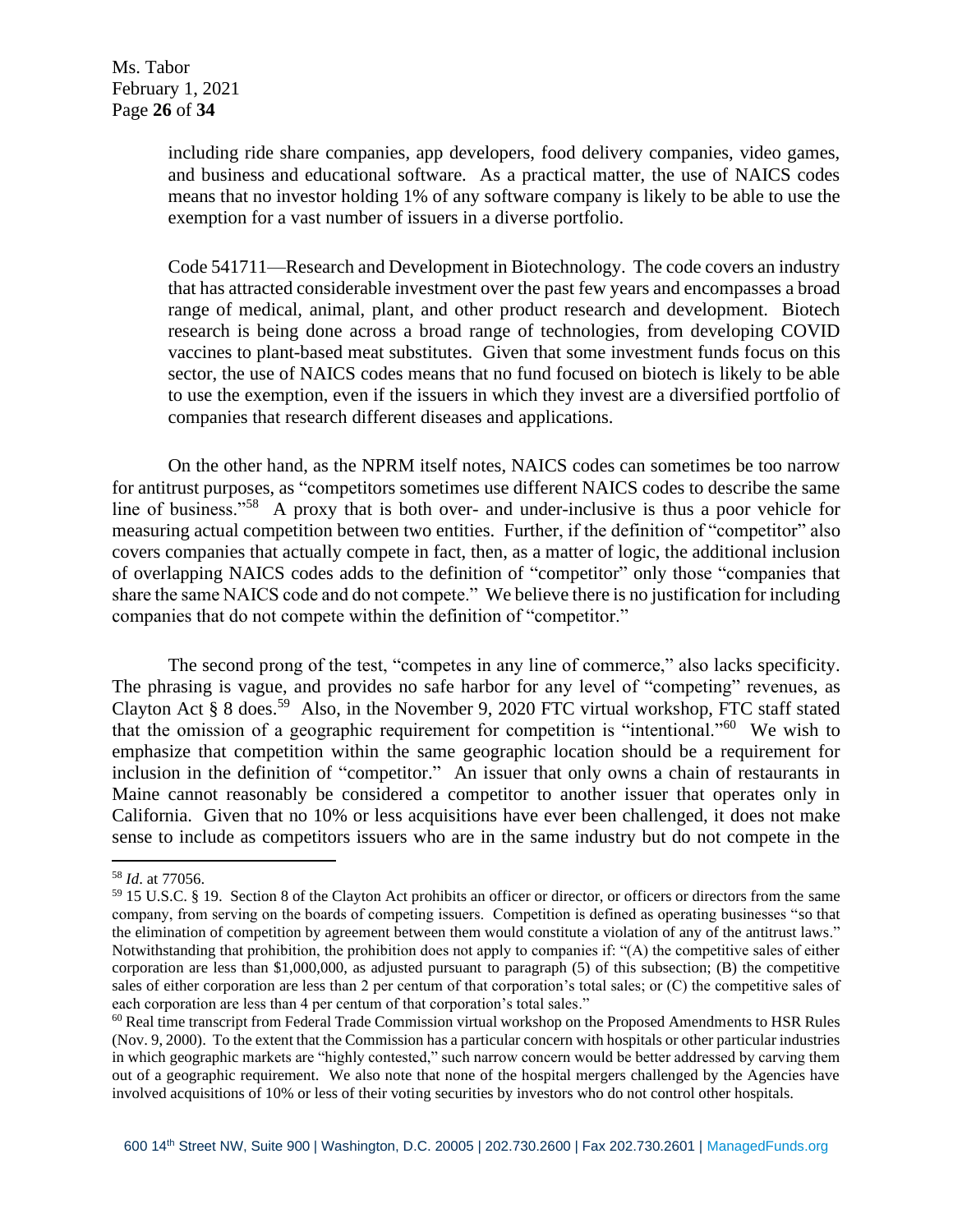including ride share companies, app developers, food delivery companies, video games, and business and educational software. As a practical matter, the use of NAICS codes means that no investor holding 1% of any software company is likely to be able to use the exemption for a vast number of issuers in a diverse portfolio.

Code 541711—Research and Development in Biotechnology. The code covers an industry that has attracted considerable investment over the past few years and encompasses a broad range of medical, animal, plant, and other product research and development. Biotech research is being done across a broad range of technologies, from developing COVID vaccines to plant-based meat substitutes. Given that some investment funds focus on this sector, the use of NAICS codes means that no fund focused on biotech is likely to be able to use the exemption, even if the issuers in which they invest are a diversified portfolio of companies that research different diseases and applications.

On the other hand, as the NPRM itself notes, NAICS codes can sometimes be too narrow for antitrust purposes, as "competitors sometimes use different NAICS codes to describe the same line of business."[58] A proxy that is both over- and under-inclusive is thus a poor vehicle for measuring actual competition between two entities. Further, if the definition of "competitor" also covers companies that actually compete in fact, then, as a matter of logic, the additional inclusion of overlapping NAICS codes adds to the definition of "competitor" only those "companies that share the same NAICS code and do not compete." We believe there is no justification for including companies that do not compete within the definition of "competitor."

The second prong of the test, "competes in any line of commerce," also lacks specificity. The phrasing is vague, and provides no safe harbor for any level of "competing" revenues, as Clayton Act § 8 does.[59] Also, in the November 9, 2020 FTC virtual workshop, FTC staff stated that the omission of a geographic requirement for competition is "intentional."[60] We wish to emphasize that competition within the same geographic location should be a requirement for inclusion in the definition of "competitor." An issuer that only owns a chain of restaurants in Maine cannot reasonably be considered a competitor to another issuer that operates only in California. Given that no 10% or less acquisitions have ever been challenged, it does not make sense to include as competitors issuers who are in the same industry but do not compete in the

---

[58] *Id*. at 77056.

[59] 15 U.S.C. § 19. Section 8 of the Clayton Act prohibits an officer or director, or officers or directors from the same company, from serving on the boards of competing issuers. Competition is defined as operating businesses "so that the elimination of competition by agreement between them would constitute a violation of any of the antitrust laws." Notwithstanding that prohibition, the prohibition does not apply to companies if: "(A) the competitive sales of either corporation are less than $1,000,000, as adjusted pursuant to paragraph (5) of this subsection; (B) the competitive sales of either corporation are less than 2 per centum of that corporation's total sales; or (C) the competitive sales of each corporation are less than 4 per centum of that corporation's total sales."

[60] Real time transcript from Federal Trade Commission virtual workshop on the Proposed Amendments to HSR Rules (Nov. 9, 2000). To the extent that the Commission has a particular concern with hospitals or other particular industries in which geographic markets are "highly contested," such narrow concern would be better addressed by carving them out of a geographic requirement. We also note that none of the hospital mergers challenged by the Agencies have involved acquisitions of 10% or less of their voting securities by investors who do not control other hospitals.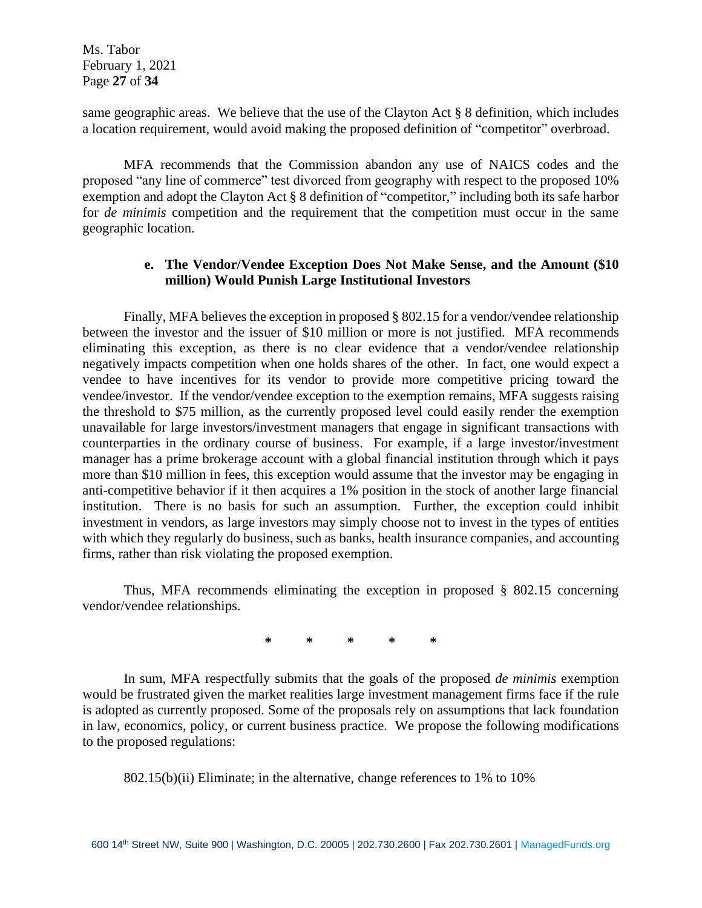same geographic areas. We believe that the use of the Clayton Act § 8 definition, which includes a location requirement, would avoid making the proposed definition of "competitor" overbroad.

MFA recommends that the Commission abandon any use of NAICS codes and the proposed "any line of commerce" test divorced from geography with respect to the proposed 10% exemption and adopt the Clayton Act § 8 definition of "competitor," including both its safe harbor for *de minimis* competition and the requirement that the competition must occur in the same geographic location.

#### e. The Vendor/Vendee Exception Does Not Make Sense, and the Amount ($10 million) Would Punish Large Institutional Investors

Finally, MFA believes the exception in proposed § 802.15 for a vendor/vendee relationship between the investor and the issuer of $10 million or more is not justified. MFA recommends eliminating this exception, as there is no clear evidence that a vendor/vendee relationship negatively impacts competition when one holds shares of the other. In fact, one would expect a vendee to have incentives for its vendor to provide more competitive pricing toward the vendee/investor. If the vendor/vendee exception to the exemption remains, MFA suggests raising the threshold to $75 million, as the currently proposed level could easily render the exemption unavailable for large investors/investment managers that engage in significant transactions with counterparties in the ordinary course of business. For example, if a large investor/investment manager has a prime brokerage account with a global financial institution through which it pays more than $10 million in fees, this exception would assume that the investor may be engaging in anti-competitive behavior if it then acquires a 1% position in the stock of another large financial institution. There is no basis for such an assumption. Further, the exception could inhibit investment in vendors, as large investors may simply choose not to invest in the types of entities with which they regularly do business, such as banks, health insurance companies, and accounting firms, rather than risk violating the proposed exemption.

Thus, MFA recommends eliminating the exception in proposed § 802.15 concerning vendor/vendee relationships.

\* \* \* \* \*

In sum, MFA respectfully submits that the goals of the proposed *de minimis* exemption would be frustrated given the market realities large investment management firms face if the rule is adopted as currently proposed. Some of the proposals rely on assumptions that lack foundation in law, economics, policy, or current business practice. We propose the following modifications to the proposed regulations:

802.15(b)(ii) Eliminate; in the alternative, change references to 1% to 10%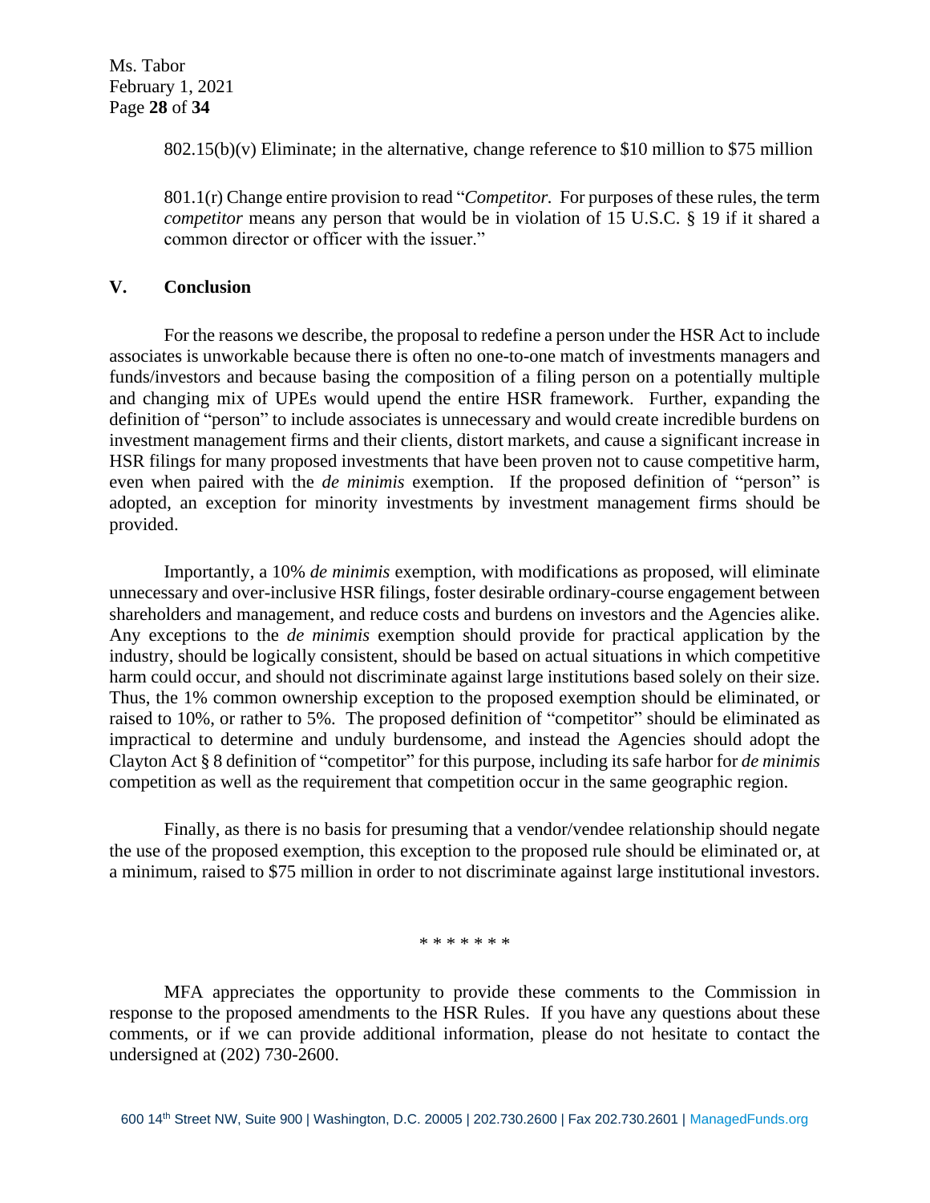802.15(b)(v) Eliminate; in the alternative, change reference to $10 million to $75 million

801.1(r) Change entire provision to read "*Competitor*. For purposes of these rules, the term *competitor* means any person that would be in violation of 15 U.S.C. § 19 if it shared a common director or officer with the issuer."

## V. Conclusion

For the reasons we describe, the proposal to redefine a person under the HSR Act to include associates is unworkable because there is often no one-to-one match of investments managers and funds/investors and because basing the composition of a filing person on a potentially multiple and changing mix of UPEs would upend the entire HSR framework. Further, expanding the definition of "person" to include associates is unnecessary and would create incredible burdens on investment management firms and their clients, distort markets, and cause a significant increase in HSR filings for many proposed investments that have been proven not to cause competitive harm, even when paired with the *de minimis* exemption. If the proposed definition of "person" is adopted, an exception for minority investments by investment management firms should be provided.

Importantly, a 10% *de minimis* exemption, with modifications as proposed, will eliminate unnecessary and over-inclusive HSR filings, foster desirable ordinary-course engagement between shareholders and management, and reduce costs and burdens on investors and the Agencies alike. Any exceptions to the *de minimis* exemption should provide for practical application by the industry, should be logically consistent, should be based on actual situations in which competitive harm could occur, and should not discriminate against large institutions based solely on their size. Thus, the 1% common ownership exception to the proposed exemption should be eliminated, or raised to 10%, or rather to 5%. The proposed definition of "competitor" should be eliminated as impractical to determine and unduly burdensome, and instead the Agencies should adopt the Clayton Act § 8 definition of "competitor" for this purpose, including its safe harbor for *de minimis* competition as well as the requirement that competition occur in the same geographic region.

Finally, as there is no basis for presuming that a vendor/vendee relationship should negate the use of the proposed exemption, this exception to the proposed rule should be eliminated or, at a minimum, raised to $75 million in order to not discriminate against large institutional investors.

\* \* \* \* \* \* \*

MFA appreciates the opportunity to provide these comments to the Commission in response to the proposed amendments to the HSR Rules. If you have any questions about these comments, or if we can provide additional information, please do not hesitate to contact the undersigned at (202) 730-2600.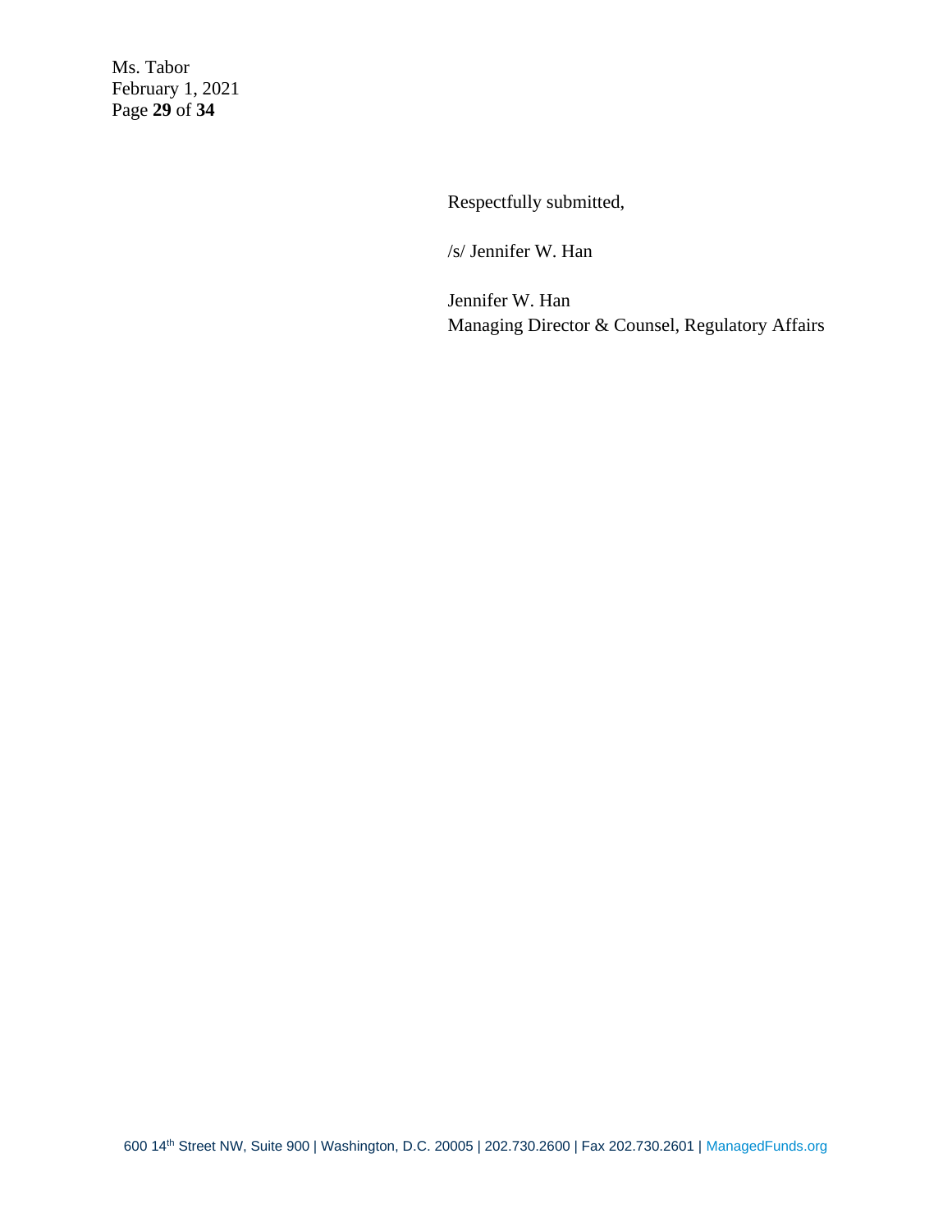Respectfully submitted,

/s/ Jennifer W. Han

Jennifer W. Han
Managing Director & Counsel, Regulatory Affairs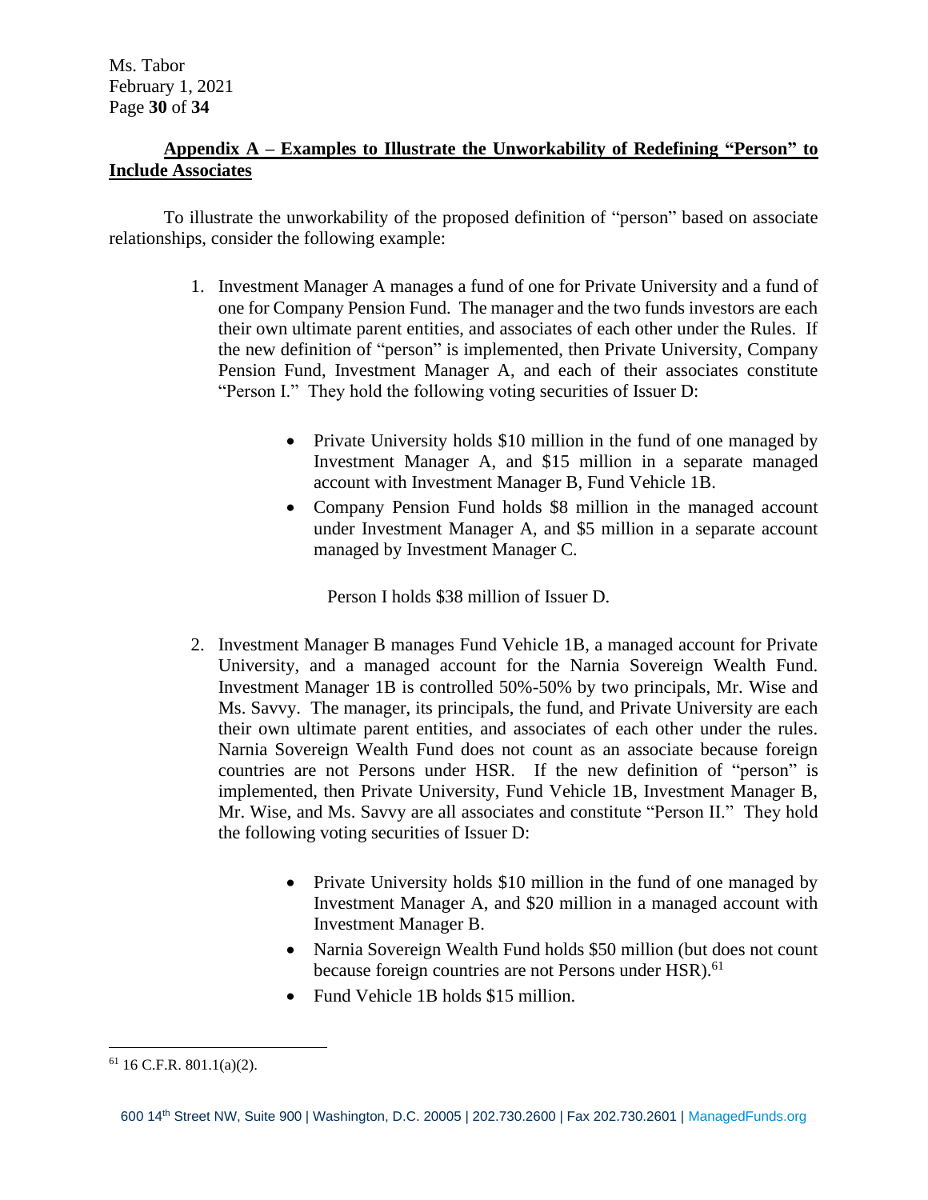## Appendix A – Examples to Illustrate the Unworkability of Redefining "Person" to Include Associates

To illustrate the unworkability of the proposed definition of "person" based on associate relationships, consider the following example:

1. Investment Manager A manages a fund of one for Private University and a fund of one for Company Pension Fund. The manager and the two funds investors are each their own ultimate parent entities, and associates of each other under the Rules. If the new definition of "person" is implemented, then Private University, Company Pension Fund, Investment Manager A, and each of their associates constitute "Person I." They hold the following voting securities of Issuer D:

   - Private University holds $10 million in the fund of one managed by Investment Manager A, and $15 million in a separate managed account with Investment Manager B, Fund Vehicle 1B.
   - Company Pension Fund holds $8 million in the managed account under Investment Manager A, and $5 million in a separate account managed by Investment Manager C.

   Person I holds $38 million of Issuer D.

2. Investment Manager B manages Fund Vehicle 1B, a managed account for Private University, and a managed account for the Narnia Sovereign Wealth Fund. Investment Manager 1B is controlled 50%-50% by two principals, Mr. Wise and Ms. Savvy. The manager, its principals, the fund, and Private University are each their own ultimate parent entities, and associates of each other under the rules. Narnia Sovereign Wealth Fund does not count as an associate because foreign countries are not Persons under HSR. If the new definition of "person" is implemented, then Private University, Fund Vehicle 1B, Investment Manager B, Mr. Wise, and Ms. Savvy are all associates and constitute "Person II." They hold the following voting securities of Issuer D:

   - Private University holds $10 million in the fund of one managed by Investment Manager A, and $20 million in a managed account with Investment Manager B.
   - Narnia Sovereign Wealth Fund holds $50 million (but does not count because foreign countries are not Persons under HSR).[61]
   - Fund Vehicle 1B holds $15 million.

---

[61] 16 C.F.R. 801.1(a)(2).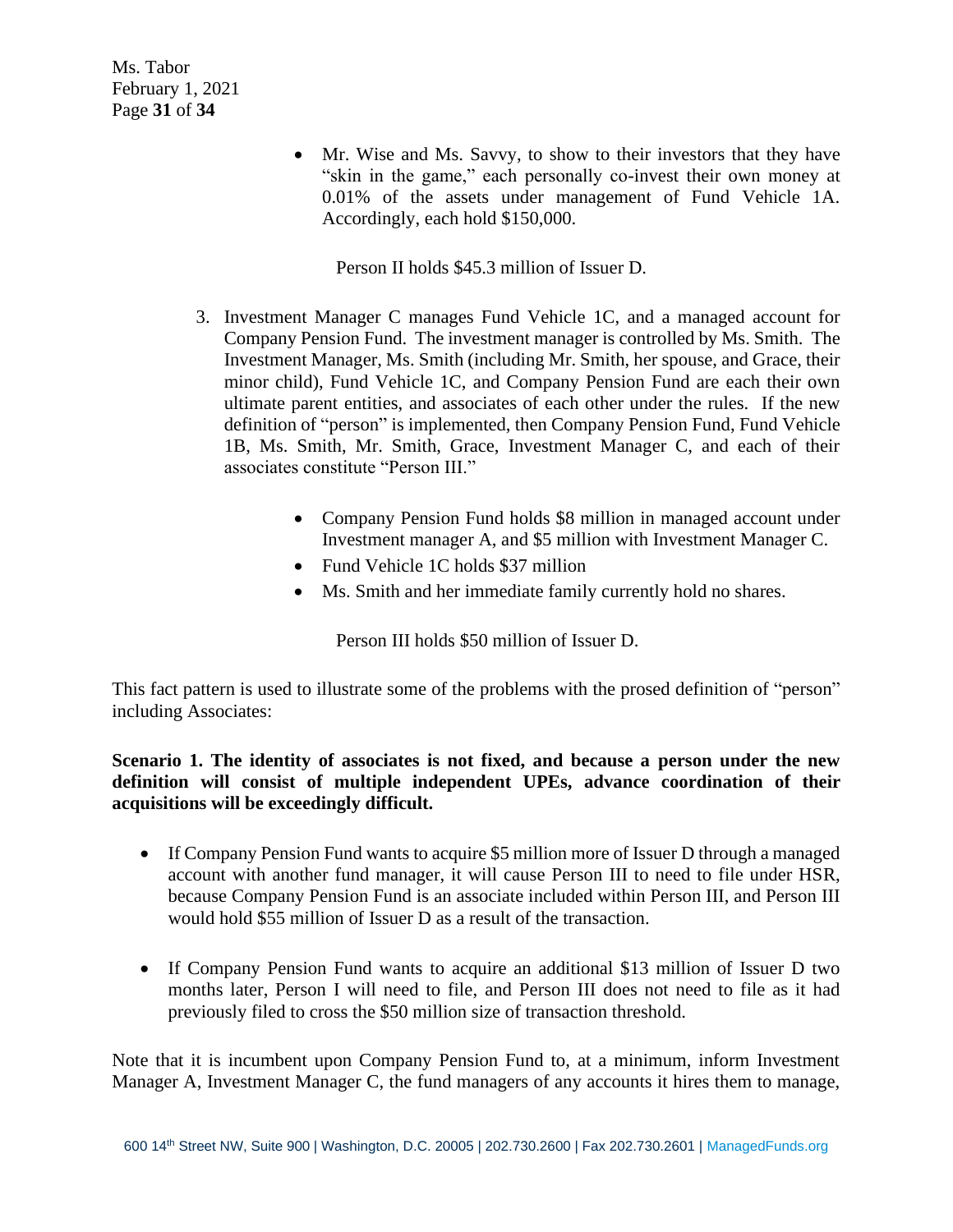- Mr. Wise and Ms. Savvy, to show to their investors that they have "skin in the game," each personally co-invest their own money at 0.01% of the assets under management of Fund Vehicle 1A. Accordingly, each hold $150,000.

Person II holds $45.3 million of Issuer D.

3. Investment Manager C manages Fund Vehicle 1C, and a managed account for Company Pension Fund. The investment manager is controlled by Ms. Smith. The Investment Manager, Ms. Smith (including Mr. Smith, her spouse, and Grace, their minor child), Fund Vehicle 1C, and Company Pension Fund are each their own ultimate parent entities, and associates of each other under the rules. If the new definition of "person" is implemented, then Company Pension Fund, Fund Vehicle 1B, Ms. Smith, Mr. Smith, Grace, Investment Manager C, and each of their associates constitute "Person III."

   - Company Pension Fund holds $8 million in managed account under Investment manager A, and $5 million with Investment Manager C.
   - Fund Vehicle 1C holds $37 million
   - Ms. Smith and her immediate family currently hold no shares.

   Person III holds $50 million of Issuer D.

This fact pattern is used to illustrate some of the problems with the prosed definition of "person" including Associates:

**Scenario 1. The identity of associates is not fixed, and because a person under the new definition will consist of multiple independent UPEs, advance coordination of their acquisitions will be exceedingly difficult.**

- If Company Pension Fund wants to acquire $5 million more of Issuer D through a managed account with another fund manager, it will cause Person III to need to file under HSR, because Company Pension Fund is an associate included within Person III, and Person III would hold $55 million of Issuer D as a result of the transaction.
- If Company Pension Fund wants to acquire an additional $13 million of Issuer D two months later, Person I will need to file, and Person III does not need to file as it had previously filed to cross the $50 million size of transaction threshold.

Note that it is incumbent upon Company Pension Fund to, at a minimum, inform Investment Manager A, Investment Manager C, the fund managers of any accounts it hires them to manage,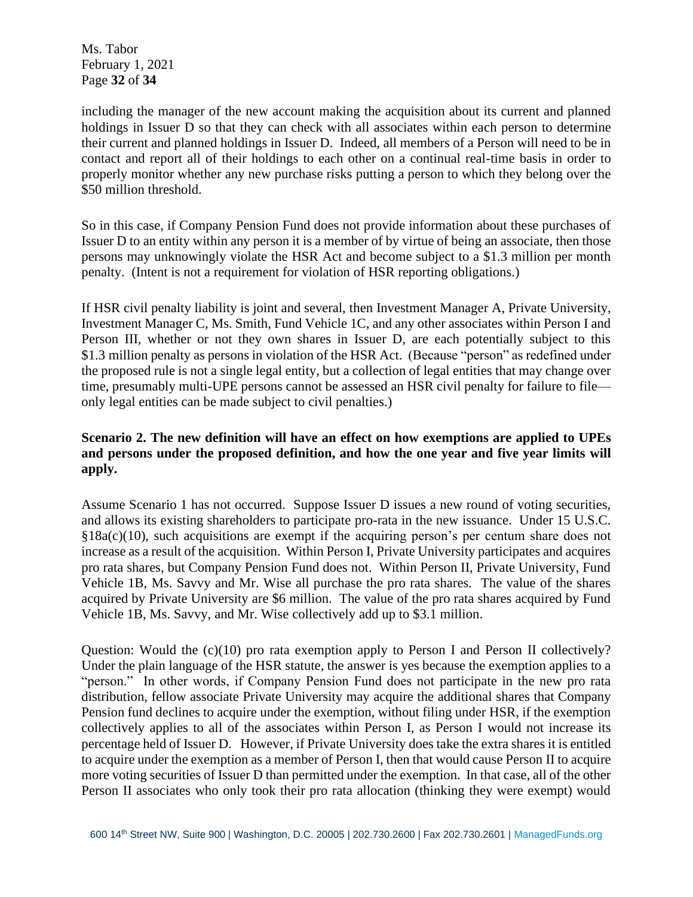including the manager of the new account making the acquisition about its current and planned holdings in Issuer D so that they can check with all associates within each person to determine their current and planned holdings in Issuer D. Indeed, all members of a Person will need to be in contact and report all of their holdings to each other on a continual real-time basis in order to properly monitor whether any new purchase risks putting a person to which they belong over the $50 million threshold.

So in this case, if Company Pension Fund does not provide information about these purchases of Issuer D to an entity within any person it is a member of by virtue of being an associate, then those persons may unknowingly violate the HSR Act and become subject to a $1.3 million per month penalty. (Intent is not a requirement for violation of HSR reporting obligations.)

If HSR civil penalty liability is joint and several, then Investment Manager A, Private University, Investment Manager C, Ms. Smith, Fund Vehicle 1C, and any other associates within Person I and Person III, whether or not they own shares in Issuer D, are each potentially subject to this $1.3 million penalty as persons in violation of the HSR Act. (Because "person" as redefined under the proposed rule is not a single legal entity, but a collection of legal entities that may change over time, presumably multi-UPE persons cannot be assessed an HSR civil penalty for failure to file—only legal entities can be made subject to civil penalties.)

**Scenario 2. The new definition will have an effect on how exemptions are applied to UPEs and persons under the proposed definition, and how the one year and five year limits will apply.**

Assume Scenario 1 has not occurred. Suppose Issuer D issues a new round of voting securities, and allows its existing shareholders to participate pro-rata in the new issuance. Under 15 U.S.C. §18a(c)(10), such acquisitions are exempt if the acquiring person's per centum share does not increase as a result of the acquisition. Within Person I, Private University participates and acquires pro rata shares, but Company Pension Fund does not. Within Person II, Private University, Fund Vehicle 1B, Ms. Savvy and Mr. Wise all purchase the pro rata shares. The value of the shares acquired by Private University are $6 million. The value of the pro rata shares acquired by Fund Vehicle 1B, Ms. Savvy, and Mr. Wise collectively add up to $3.1 million.

Question: Would the (c)(10) pro rata exemption apply to Person I and Person II collectively? Under the plain language of the HSR statute, the answer is yes because the exemption applies to a "person." In other words, if Company Pension Fund does not participate in the new pro rata distribution, fellow associate Private University may acquire the additional shares that Company Pension fund declines to acquire under the exemption, without filing under HSR, if the exemption collectively applies to all of the associates within Person I, as Person I would not increase its percentage held of Issuer D. However, if Private University does take the extra shares it is entitled to acquire under the exemption as a member of Person I, then that would cause Person II to acquire more voting securities of Issuer D than permitted under the exemption. In that case, all of the other Person II associates who only took their pro rata allocation (thinking they were exempt) would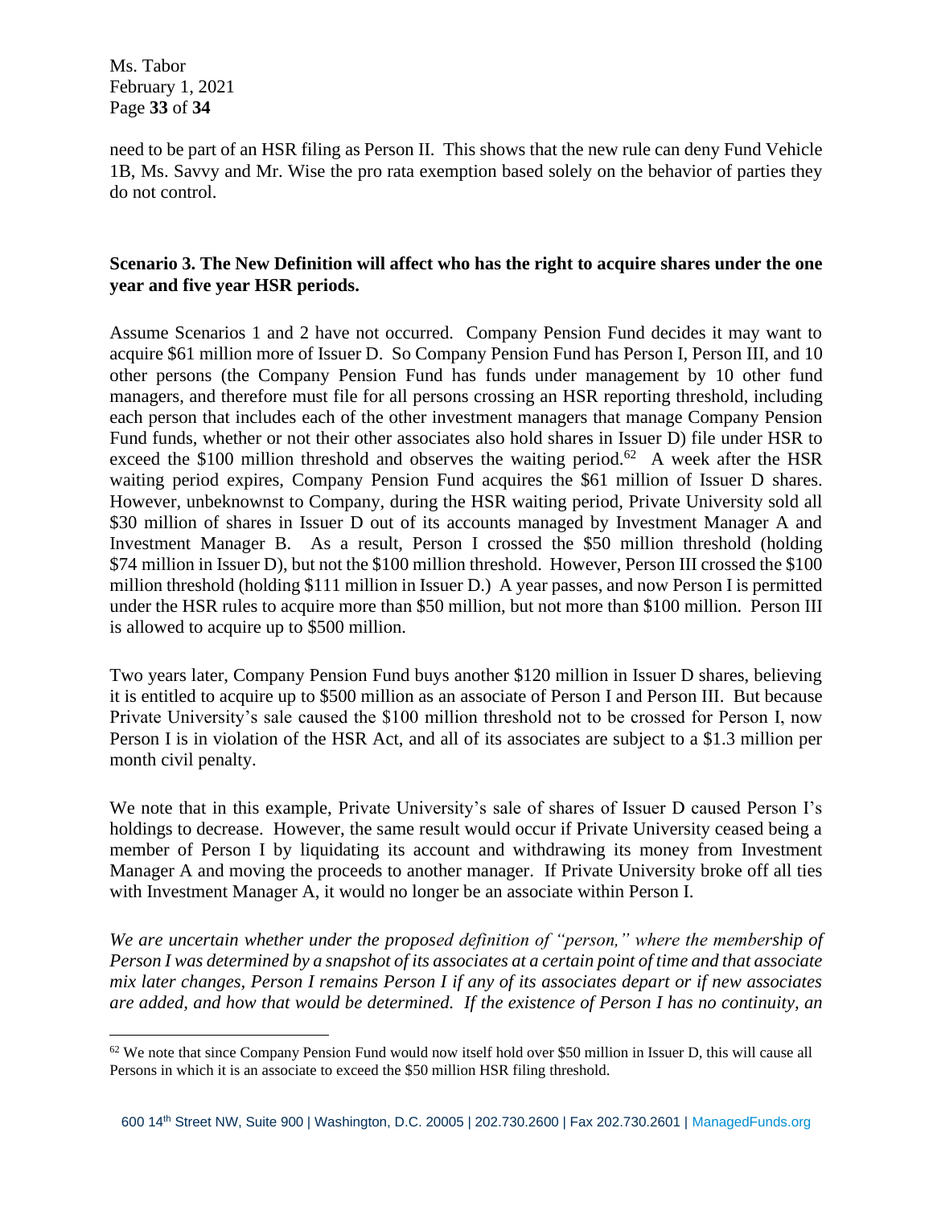need to be part of an HSR filing as Person II. This shows that the new rule can deny Fund Vehicle 1B, Ms. Savvy and Mr. Wise the pro rata exemption based solely on the behavior of parties they do not control.

**Scenario 3. The New Definition will affect who has the right to acquire shares under the one year and five year HSR periods.**

Assume Scenarios 1 and 2 have not occurred. Company Pension Fund decides it may want to acquire \$61 million more of Issuer D. So Company Pension Fund has Person I, Person III, and 10 other persons (the Company Pension Fund has funds under management by 10 other fund managers, and therefore must file for all persons crossing an HSR reporting threshold, including each person that includes each of the other investment managers that manage Company Pension Fund funds, whether or not their other associates also hold shares in Issuer D) file under HSR to exceed the \$100 million threshold and observes the waiting period.[62] A week after the HSR waiting period expires, Company Pension Fund acquires the \$61 million of Issuer D shares. However, unbeknownst to Company, during the HSR waiting period, Private University sold all \$30 million of shares in Issuer D out of its accounts managed by Investment Manager A and Investment Manager B. As a result, Person I crossed the \$50 million threshold (holding \$74 million in Issuer D), but not the \$100 million threshold. However, Person III crossed the \$100 million threshold (holding \$111 million in Issuer D.) A year passes, and now Person I is permitted under the HSR rules to acquire more than \$50 million, but not more than \$100 million. Person III is allowed to acquire up to \$500 million.

Two years later, Company Pension Fund buys another \$120 million in Issuer D shares, believing it is entitled to acquire up to \$500 million as an associate of Person I and Person III. But because Private University's sale caused the \$100 million threshold not to be crossed for Person I, now Person I is in violation of the HSR Act, and all of its associates are subject to a \$1.3 million per month civil penalty.

We note that in this example, Private University's sale of shares of Issuer D caused Person I's holdings to decrease. However, the same result would occur if Private University ceased being a member of Person I by liquidating its account and withdrawing its money from Investment Manager A and moving the proceeds to another manager. If Private University broke off all ties with Investment Manager A, it would no longer be an associate within Person I.

*We are uncertain whether under the proposed definition of "person," where the membership of Person I was determined by a snapshot of its associates at a certain point of time and that associate mix later changes, Person I remains Person I if any of its associates depart or if new associates are added, and how that would be determined. If the existence of Person I has no continuity, an*

[62] We note that since Company Pension Fund would now itself hold over \$50 million in Issuer D, this will cause all Persons in which it is an associate to exceed the \$50 million HSR filing threshold.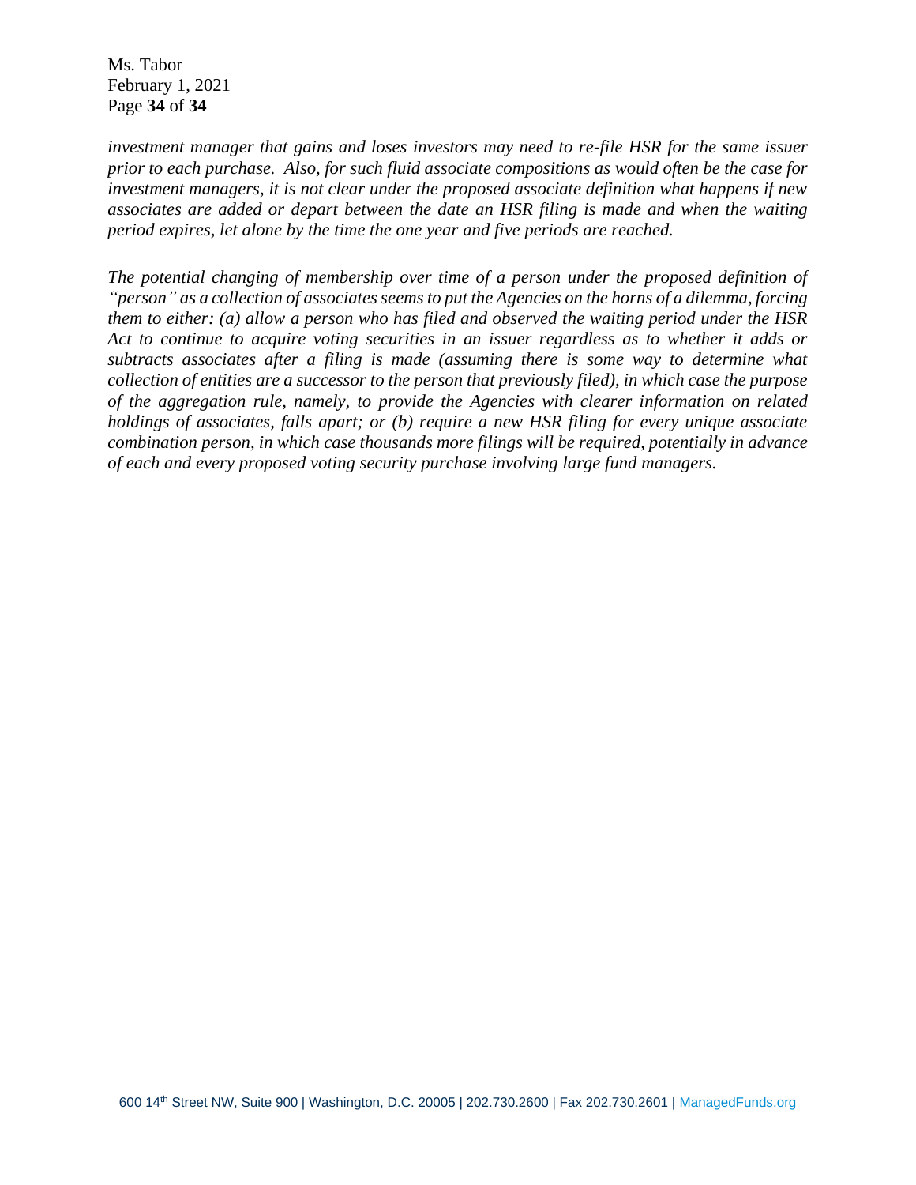*investment manager that gains and loses investors may need to re-file HSR for the same issuer prior to each purchase. Also, for such fluid associate compositions as would often be the case for investment managers, it is not clear under the proposed associate definition what happens if new associates are added or depart between the date an HSR filing is made and when the waiting period expires, let alone by the time the one year and five periods are reached.*

*The potential changing of membership over time of a person under the proposed definition of "person" as a collection of associates seems to put the Agencies on the horns of a dilemma, forcing them to either: (a) allow a person who has filed and observed the waiting period under the HSR Act to continue to acquire voting securities in an issuer regardless as to whether it adds or subtracts associates after a filing is made (assuming there is some way to determine what collection of entities are a successor to the person that previously filed), in which case the purpose of the aggregation rule, namely, to provide the Agencies with clearer information on related holdings of associates, falls apart; or (b) require a new HSR filing for every unique associate combination person, in which case thousands more filings will be required, potentially in advance of each and every proposed voting security purchase involving large fund managers.*